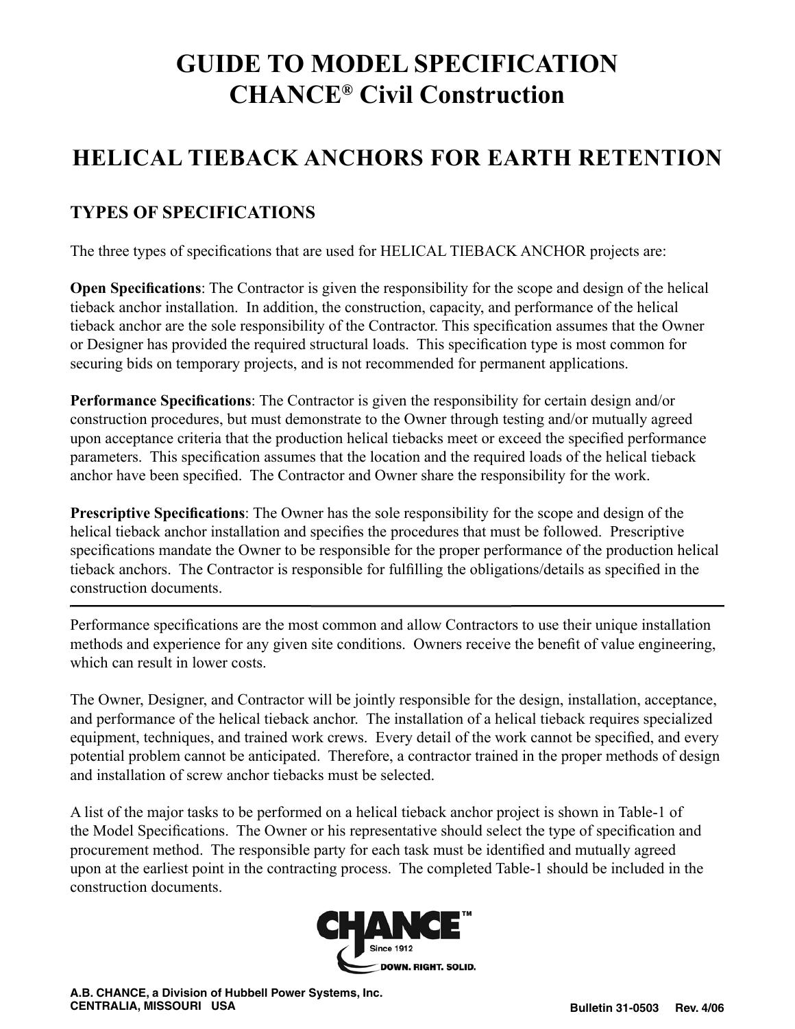# GUIDE TO MODEL SPECIFICATION
# CHANCE® Civil Construction

## HELICAL TIEBACK ANCHORS FOR EARTH RETENTION

### TYPES OF SPECIFICATIONS

The three types of specifications that are used for HELICAL TIEBACK ANCHOR projects are:

**Open Specifications**: The Contractor is given the responsibility for the scope and design of the helical tieback anchor installation. In addition, the construction, capacity, and performance of the helical tieback anchor are the sole responsibility of the Contractor. This specification assumes that the Owner or Designer has provided the required structural loads. This specification type is most common for securing bids on temporary projects, and is not recommended for permanent applications.

**Performance Specifications**: The Contractor is given the responsibility for certain design and/or construction procedures, but must demonstrate to the Owner through testing and/or mutually agreed upon acceptance criteria that the production helical tiebacks meet or exceed the specified performance parameters. This specification assumes that the location and the required loads of the helical tieback anchor have been specified. The Contractor and Owner share the responsibility for the work.

**Prescriptive Specifications**: The Owner has the sole responsibility for the scope and design of the helical tieback anchor installation and specifies the procedures that must be followed. Prescriptive specifications mandate the Owner to be responsible for the proper performance of the production helical tieback anchors. The Contractor is responsible for fulfilling the obligations/details as specified in the construction documents.

---

Performance specifications are the most common and allow Contractors to use their unique installation methods and experience for any given site conditions. Owners receive the benefit of value engineering, which can result in lower costs.

The Owner, Designer, and Contractor will be jointly responsible for the design, installation, acceptance, and performance of the helical tieback anchor. The installation of a helical tieback requires specialized equipment, techniques, and trained work crews. Every detail of the work cannot be specified, and every potential problem cannot be anticipated. Therefore, a contractor trained in the proper methods of design and installation of screw anchor tiebacks must be selected.

A list of the major tasks to be performed on a helical tieback anchor project is shown in Table-1 of the Model Specifications. The Owner or his representative should select the type of specification and procurement method. The responsible party for each task must be identified and mutually agreed upon at the earliest point in the contracting process. The completed Table-1 should be included in the construction documents.

CHANCE™ Since 1912 DOWN. RIGHT. SOLID.

A.B. CHANCE, a Division of Hubbell Power Systems, Inc.
CENTRALIA, MISSOURI USA

Bulletin 31-0503 Rev. 4/06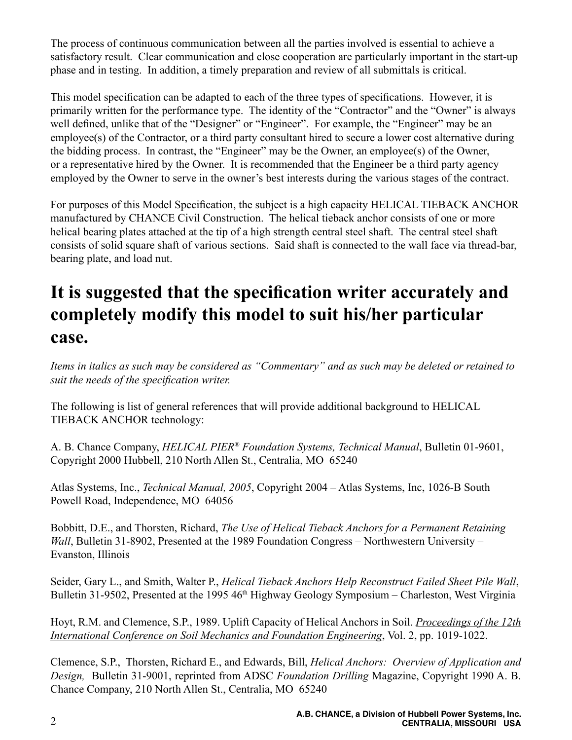The process of continuous communication between all the parties involved is essential to achieve a satisfactory result. Clear communication and close cooperation are particularly important in the start-up phase and in testing. In addition, a timely preparation and review of all submittals is critical.

This model specification can be adapted to each of the three types of specifications. However, it is primarily written for the performance type. The identity of the "Contractor" and the "Owner" is always well defined, unlike that of the "Designer" or "Engineer". For example, the "Engineer" may be an employee(s) of the Contractor, or a third party consultant hired to secure a lower cost alternative during the bidding process. In contrast, the "Engineer" may be the Owner, an employee(s) of the Owner, or a representative hired by the Owner. It is recommended that the Engineer be a third party agency employed by the Owner to serve in the owner's best interests during the various stages of the contract.

For purposes of this Model Specification, the subject is a high capacity HELICAL TIEBACK ANCHOR manufactured by CHANCE Civil Construction. The helical tieback anchor consists of one or more helical bearing plates attached at the tip of a high strength central steel shaft. The central steel shaft consists of solid square shaft of various sections. Said shaft is connected to the wall face via thread-bar, bearing plate, and load nut.

# It is suggested that the specification writer accurately and completely modify this model to suit his/her particular case.

*Items in italics as such may be considered as "Commentary" and as such may be deleted or retained to suit the needs of the specification writer.*

The following is list of general references that will provide additional background to HELICAL TIEBACK ANCHOR technology:

A. B. Chance Company, *HELICAL PIER® Foundation Systems, Technical Manual*, Bulletin 01-9601, Copyright 2000 Hubbell, 210 North Allen St., Centralia, MO 65240

Atlas Systems, Inc., *Technical Manual, 2005*, Copyright 2004 – Atlas Systems, Inc, 1026-B South Powell Road, Independence, MO 64056

Bobbitt, D.E., and Thorsten, Richard, *The Use of Helical Tieback Anchors for a Permanent Retaining Wall*, Bulletin 31-8902, Presented at the 1989 Foundation Congress – Northwestern University – Evanston, Illinois

Seider, Gary L., and Smith, Walter P., *Helical Tieback Anchors Help Reconstruct Failed Sheet Pile Wall*, Bulletin 31-9502, Presented at the 1995 46th Highway Geology Symposium – Charleston, West Virginia

Hoyt, R.M. and Clemence, S.P., 1989. Uplift Capacity of Helical Anchors in Soil. Proceedings of the 12th International Conference on Soil Mechanics and Foundation Engineering, Vol. 2, pp. 1019-1022.

Clemence, S.P., Thorsten, Richard E., and Edwards, Bill, *Helical Anchors: Overview of Application and Design,* Bulletin 31-9001, reprinted from ADSC *Foundation Drilling* Magazine, Copyright 1990 A. B. Chance Company, 210 North Allen St., Centralia, MO 65240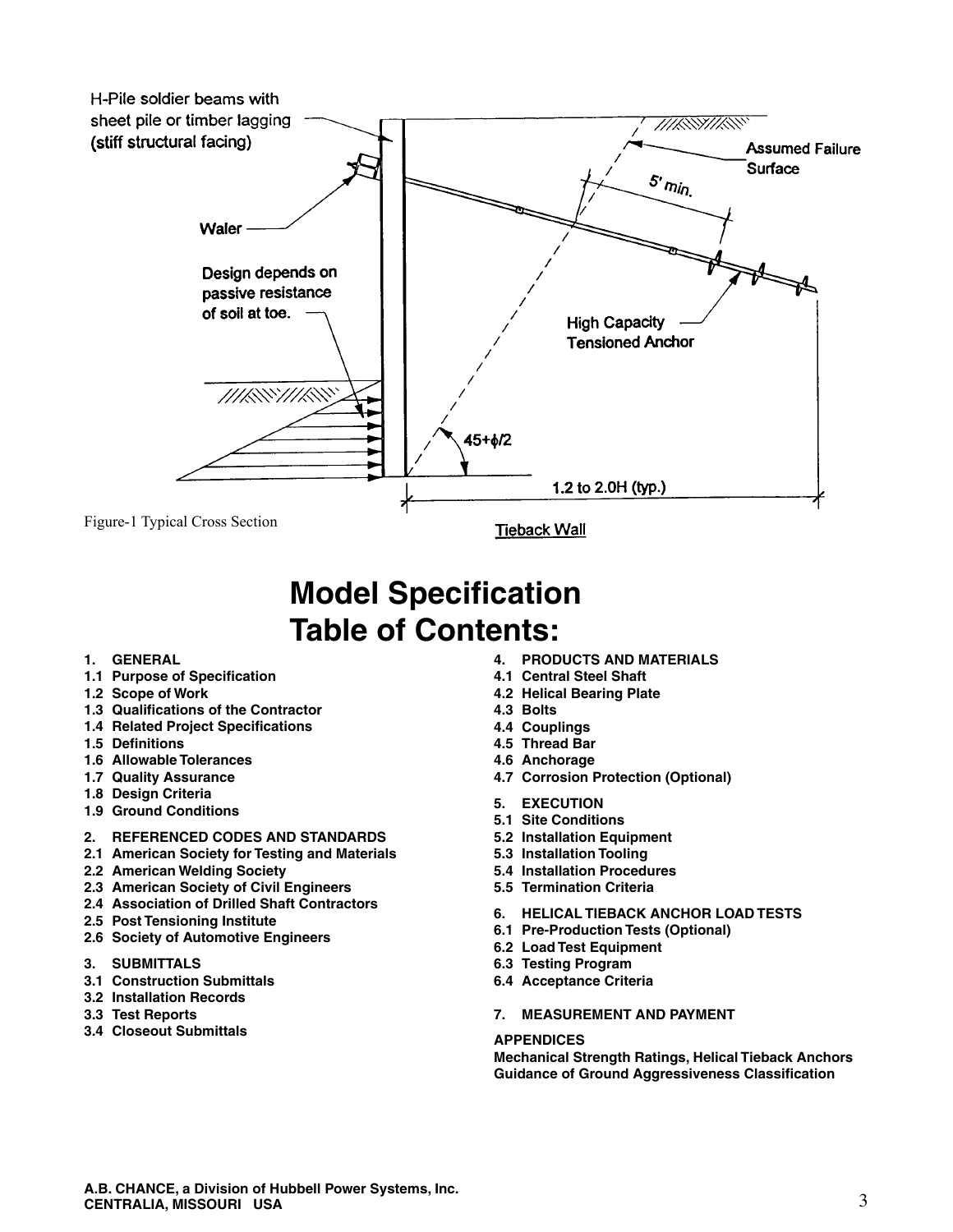H-Pile soldier beams with sheet pile or timber lagging (stiff structural facing)

Waler

Design depends on passive resistance of soil at toe.

Assumed Failure Surface

5' min.

High Capacity Tensioned Anchor

$45+\phi/2$

1.2 to 2.0H (typ.)

Figure-1 Typical Cross Section

Tieback Wall

# Model Specification Table of Contents:

**1. GENERAL**
**1.1 Purpose of Specification**
**1.2 Scope of Work**
**1.3 Qualifications of the Contractor**
**1.4 Related Project Specifications**
**1.5 Definitions**
**1.6 Allowable Tolerances**
**1.7 Quality Assurance**
**1.8 Design Criteria**
**1.9 Ground Conditions**

**2. REFERENCED CODES AND STANDARDS**
**2.1 American Society for Testing and Materials**
**2.2 American Welding Society**
**2.3 American Society of Civil Engineers**
**2.4 Association of Drilled Shaft Contractors**
**2.5 Post Tensioning Institute**
**2.6 Society of Automotive Engineers**

**3. SUBMITTALS**
**3.1 Construction Submittals**
**3.2 Installation Records**
**3.3 Test Reports**
**3.4 Closeout Submittals**

**4. PRODUCTS AND MATERIALS**
**4.1 Central Steel Shaft**
**4.2 Helical Bearing Plate**
**4.3 Bolts**
**4.4 Couplings**
**4.5 Thread Bar**
**4.6 Anchorage**
**4.7 Corrosion Protection (Optional)**

**5. EXECUTION**
**5.1 Site Conditions**
**5.2 Installation Equipment**
**5.3 Installation Tooling**
**5.4 Installation Procedures**
**5.5 Termination Criteria**

**6. HELICAL TIEBACK ANCHOR LOAD TESTS**
**6.1 Pre-Production Tests (Optional)**
**6.2 Load Test Equipment**
**6.3 Testing Program**
**6.4 Acceptance Criteria**

**7. MEASUREMENT AND PAYMENT**

**APPENDICES**
**Mechanical Strength Ratings, Helical Tieback Anchors**
**Guidance of Ground Aggressiveness Classification**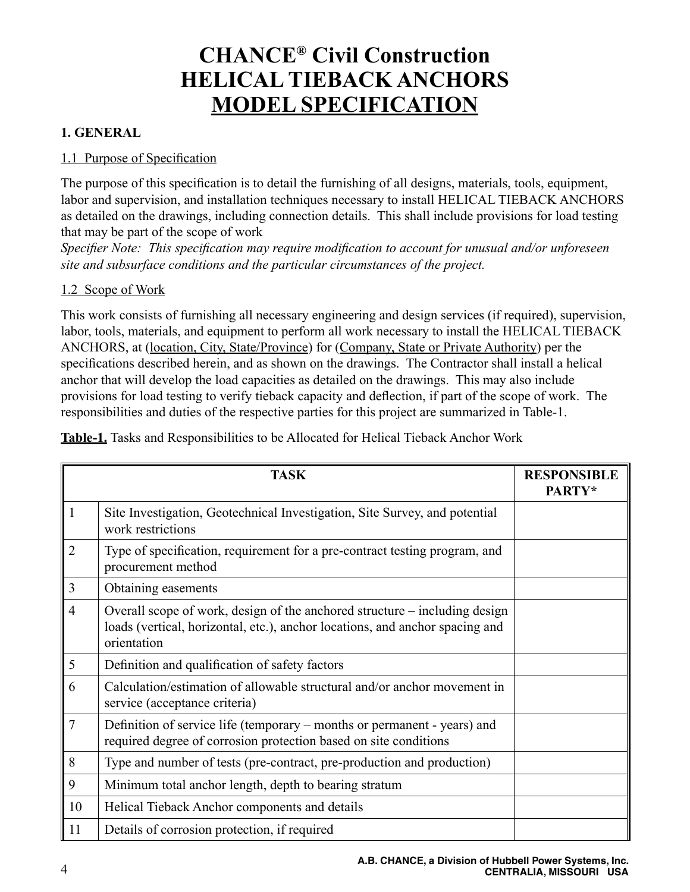# CHANCE® Civil Construction HELICAL TIEBACK ANCHORS MODEL SPECIFICATION

## 1. GENERAL

### 1.1 Purpose of Specification

The purpose of this specification is to detail the furnishing of all designs, materials, tools, equipment, labor and supervision, and installation techniques necessary to install HELICAL TIEBACK ANCHORS as detailed on the drawings, including connection details. This shall include provisions for load testing that may be part of the scope of work

*Specifier Note: This specification may require modification to account for unusual and/or unforeseen site and subsurface conditions and the particular circumstances of the project.*

### 1.2 Scope of Work

This work consists of furnishing all necessary engineering and design services (if required), supervision, labor, tools, materials, and equipment to perform all work necessary to install the HELICAL TIEBACK ANCHORS, at (location, City, State/Province) for (Company, State or Private Authority) per the specifications described herein, and as shown on the drawings. The Contractor shall install a helical anchor that will develop the load capacities as detailed on the drawings. This may also include provisions for load testing to verify tieback capacity and deflection, if part of the scope of work. The responsibilities and duties of the respective parties for this project are summarized in Table-1.

**Table-1.** Tasks and Responsibilities to be Allocated for Helical Tieback Anchor Work

| | TASK | RESPONSIBLE PARTY* |
|---|---|---|
| 1 | Site Investigation, Geotechnical Investigation, Site Survey, and potential work restrictions | |
| 2 | Type of specification, requirement for a pre-contract testing program, and procurement method | |
| 3 | Obtaining easements | |
| 4 | Overall scope of work, design of the anchored structure – including design loads (vertical, horizontal, etc.), anchor locations, and anchor spacing and orientation | |
| 5 | Definition and qualification of safety factors | |
| 6 | Calculation/estimation of allowable structural and/or anchor movement in service (acceptance criteria) | |
| 7 | Definition of service life (temporary – months or permanent - years) and required degree of corrosion protection based on site conditions | |
| 8 | Type and number of tests (pre-contract, pre-production and production) | |
| 9 | Minimum total anchor length, depth to bearing stratum | |
| 10 | Helical Tieback Anchor components and details | |
| 11 | Details of corrosion protection, if required | |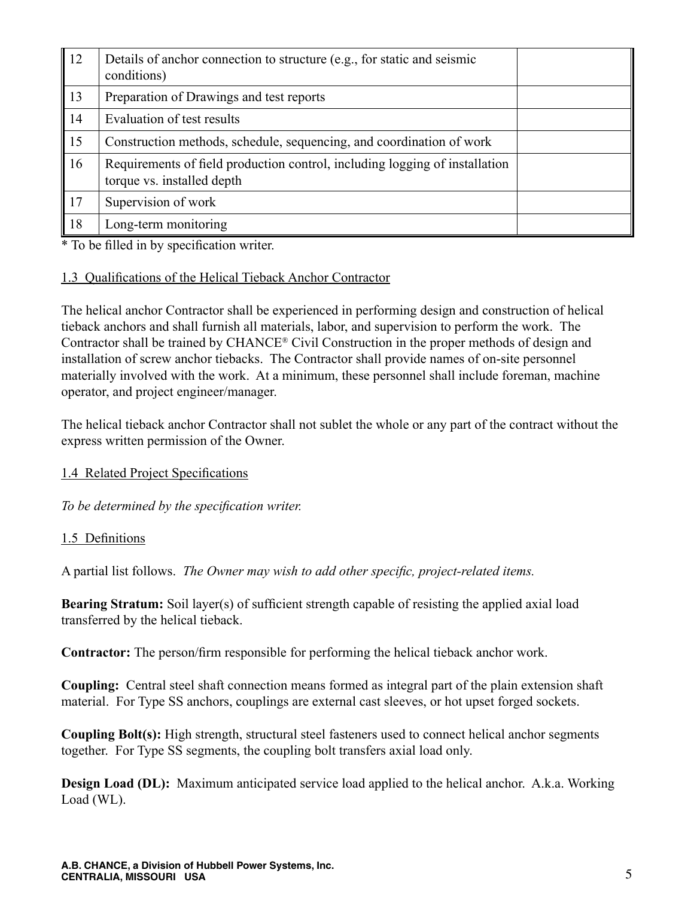| | | |
|---|---|---|
| 12 | Details of anchor connection to structure (e.g., for static and seismic conditions) | |
| 13 | Preparation of Drawings and test reports | |
| 14 | Evaluation of test results | |
| 15 | Construction methods, schedule, sequencing, and coordination of work | |
| 16 | Requirements of field production control, including logging of installation torque vs. installed depth | |
| 17 | Supervision of work | |
| 18 | Long-term monitoring | |

* To be filled in by specification writer.

## 1.3 Qualifications of the Helical Tieback Anchor Contractor

The helical anchor Contractor shall be experienced in performing design and construction of helical tieback anchors and shall furnish all materials, labor, and supervision to perform the work. The Contractor shall be trained by CHANCE® Civil Construction in the proper methods of design and installation of screw anchor tiebacks. The Contractor shall provide names of on-site personnel materially involved with the work. At a minimum, these personnel shall include foreman, machine operator, and project engineer/manager.

The helical tieback anchor Contractor shall not sublet the whole or any part of the contract without the express written permission of the Owner.

## 1.4 Related Project Specifications

*To be determined by the specification writer.*

## 1.5 Definitions

A partial list follows. *The Owner may wish to add other specific, project-related items.*

**Bearing Stratum:** Soil layer(s) of sufficient strength capable of resisting the applied axial load transferred by the helical tieback.

**Contractor:** The person/firm responsible for performing the helical tieback anchor work.

**Coupling:** Central steel shaft connection means formed as integral part of the plain extension shaft material. For Type SS anchors, couplings are external cast sleeves, or hot upset forged sockets.

**Coupling Bolt(s):** High strength, structural steel fasteners used to connect helical anchor segments together. For Type SS segments, the coupling bolt transfers axial load only.

**Design Load (DL):** Maximum anticipated service load applied to the helical anchor. A.k.a. Working Load (WL).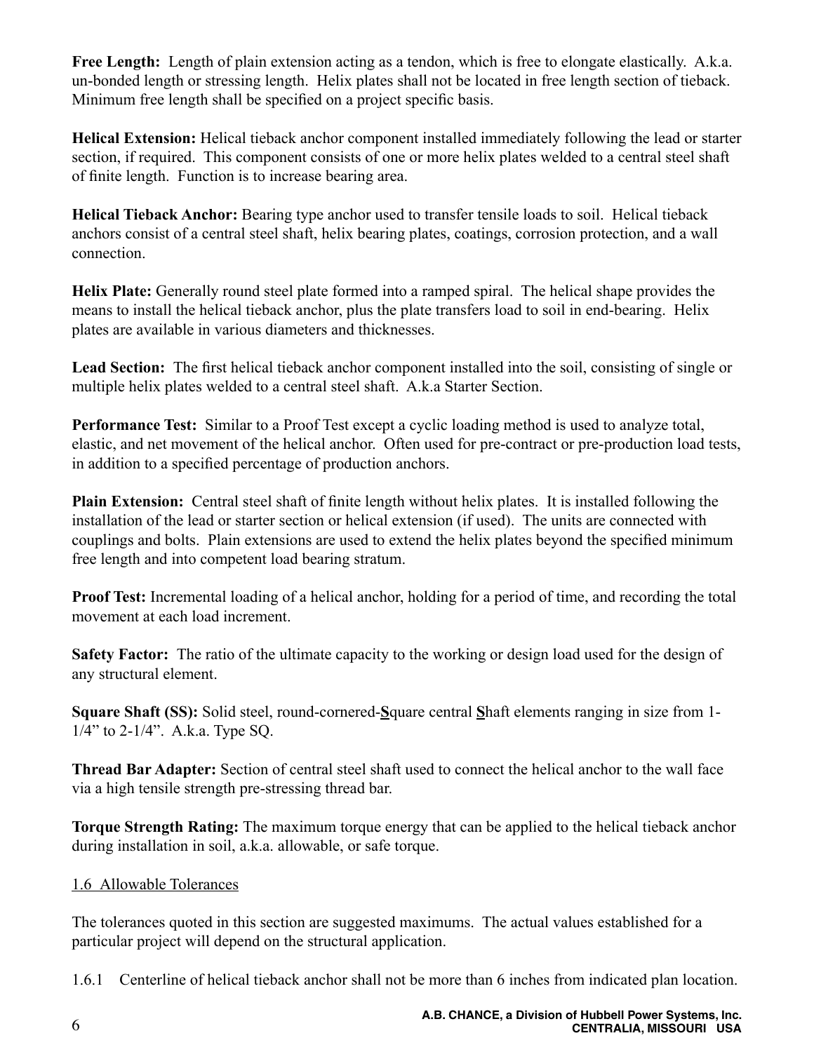**Free Length:** Length of plain extension acting as a tendon, which is free to elongate elastically. A.k.a. un-bonded length or stressing length. Helix plates shall not be located in free length section of tieback. Minimum free length shall be specified on a project specific basis.

**Helical Extension:** Helical tieback anchor component installed immediately following the lead or starter section, if required. This component consists of one or more helix plates welded to a central steel shaft of finite length. Function is to increase bearing area.

**Helical Tieback Anchor:** Bearing type anchor used to transfer tensile loads to soil. Helical tieback anchors consist of a central steel shaft, helix bearing plates, coatings, corrosion protection, and a wall connection.

**Helix Plate:** Generally round steel plate formed into a ramped spiral. The helical shape provides the means to install the helical tieback anchor, plus the plate transfers load to soil in end-bearing. Helix plates are available in various diameters and thicknesses.

**Lead Section:** The first helical tieback anchor component installed into the soil, consisting of single or multiple helix plates welded to a central steel shaft. A.k.a Starter Section.

**Performance Test:** Similar to a Proof Test except a cyclic loading method is used to analyze total, elastic, and net movement of the helical anchor. Often used for pre-contract or pre-production load tests, in addition to a specified percentage of production anchors.

**Plain Extension:** Central steel shaft of finite length without helix plates. It is installed following the installation of the lead or starter section or helical extension (if used). The units are connected with couplings and bolts. Plain extensions are used to extend the helix plates beyond the specified minimum free length and into competent load bearing stratum.

**Proof Test:** Incremental loading of a helical anchor, holding for a period of time, and recording the total movement at each load increment.

**Safety Factor:** The ratio of the ultimate capacity to the working or design load used for the design of any structural element.

**Square Shaft (SS):** Solid steel, round-cornered-**S**quare central **S**haft elements ranging in size from 1-1/4" to 2-1/4". A.k.a. Type SQ.

**Thread Bar Adapter:** Section of central steel shaft used to connect the helical anchor to the wall face via a high tensile strength pre-stressing thread bar.

**Torque Strength Rating:** The maximum torque energy that can be applied to the helical tieback anchor during installation in soil, a.k.a. allowable, or safe torque.

## 1.6 Allowable Tolerances

The tolerances quoted in this section are suggested maximums. The actual values established for a particular project will depend on the structural application.

1.6.1 Centerline of helical tieback anchor shall not be more than 6 inches from indicated plan location.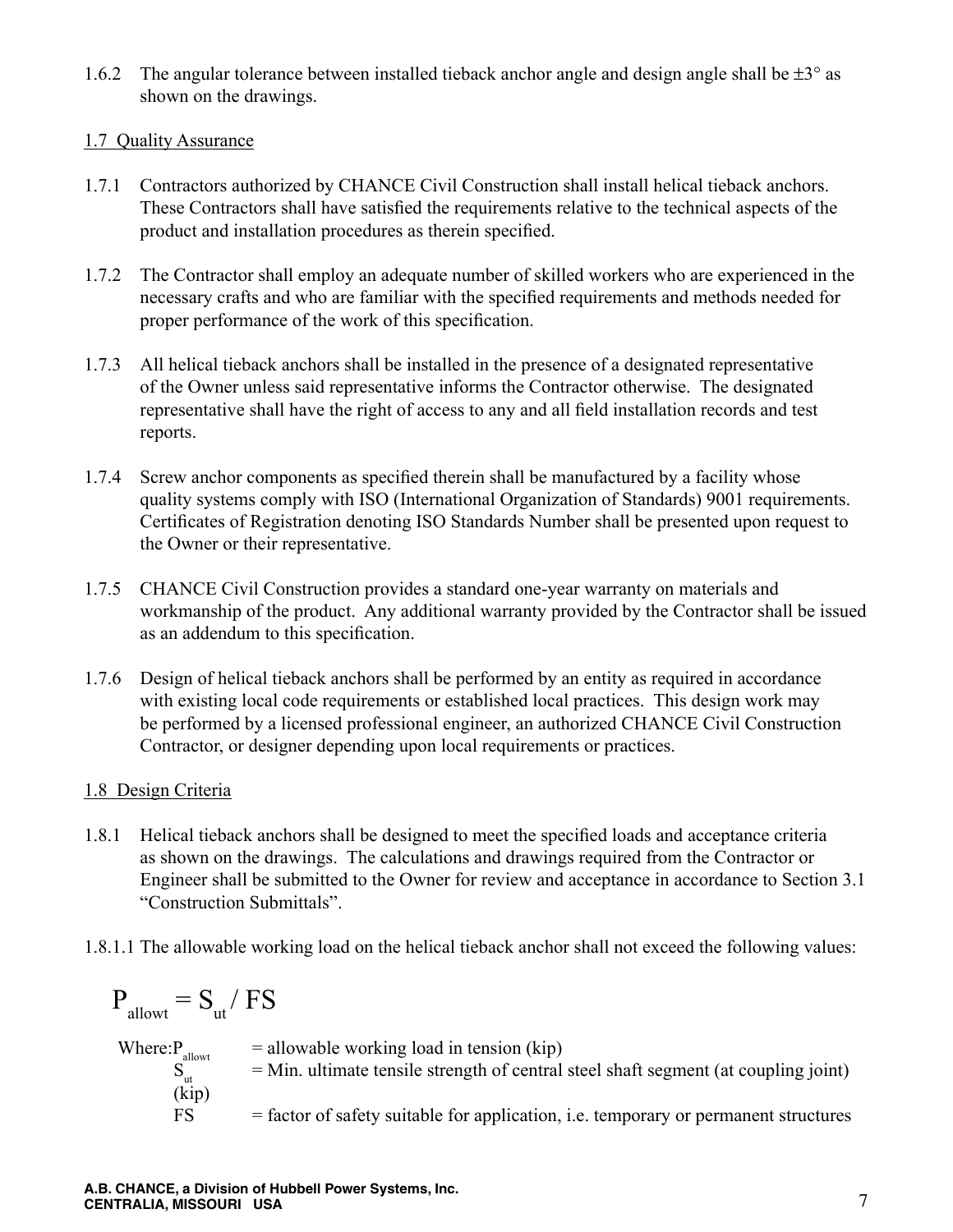1.6.2 The angular tolerance between installed tieback anchor angle and design angle shall be ±3° as shown on the drawings.

## 1.7 Quality Assurance

1.7.1 Contractors authorized by CHANCE Civil Construction shall install helical tieback anchors. These Contractors shall have satisfied the requirements relative to the technical aspects of the product and installation procedures as therein specified.

1.7.2 The Contractor shall employ an adequate number of skilled workers who are experienced in the necessary crafts and who are familiar with the specified requirements and methods needed for proper performance of the work of this specification.

1.7.3 All helical tieback anchors shall be installed in the presence of a designated representative of the Owner unless said representative informs the Contractor otherwise. The designated representative shall have the right of access to any and all field installation records and test reports.

1.7.4 Screw anchor components as specified therein shall be manufactured by a facility whose quality systems comply with ISO (International Organization of Standards) 9001 requirements. Certificates of Registration denoting ISO Standards Number shall be presented upon request to the Owner or their representative.

1.7.5 CHANCE Civil Construction provides a standard one-year warranty on materials and workmanship of the product. Any additional warranty provided by the Contractor shall be issued as an addendum to this specification.

1.7.6 Design of helical tieback anchors shall be performed by an entity as required in accordance with existing local code requirements or established local practices. This design work may be performed by a licensed professional engineer, an authorized CHANCE Civil Construction Contractor, or designer depending upon local requirements or practices.

## 1.8 Design Criteria

1.8.1 Helical tieback anchors shall be designed to meet the specified loads and acceptance criteria as shown on the drawings. The calculations and drawings required from the Contractor or Engineer shall be submitted to the Owner for review and acceptance in accordance to Section 3.1 "Construction Submittals".

1.8.1.1 The allowable working load on the helical tieback anchor shall not exceed the following values:

$$P_{allowt} = S_{ut} / FS$$

Where: $P_{allowt}$ = allowable working load in tension (kip)

$S_{ut}$ = Min. ultimate tensile strength of central steel shaft segment (at coupling joint) (kip)

FS = factor of safety suitable for application, i.e. temporary or permanent structures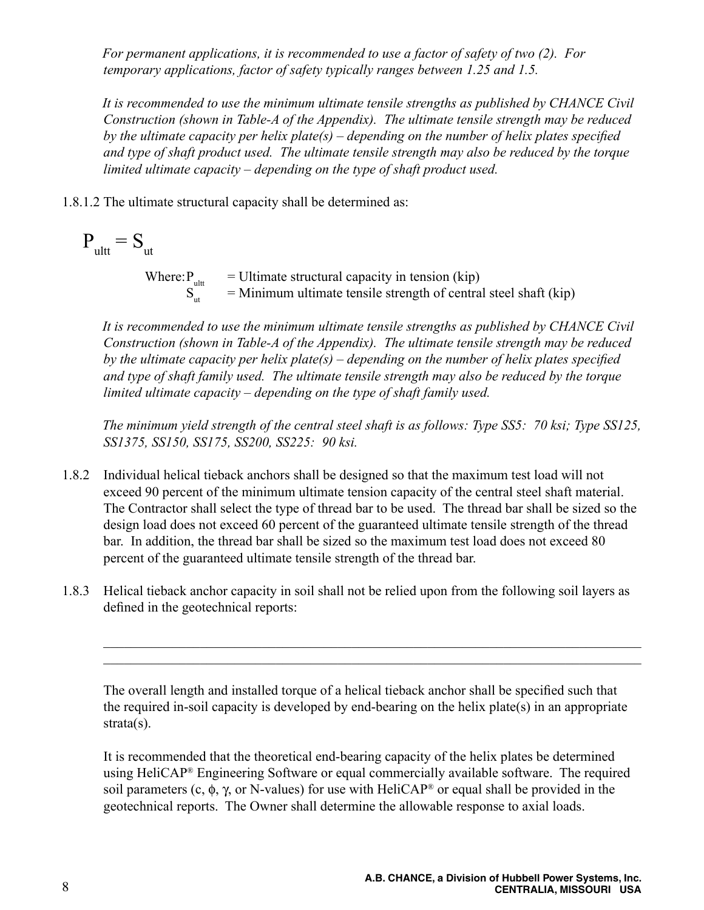*For permanent applications, it is recommended to use a factor of safety of two (2). For temporary applications, factor of safety typically ranges between 1.25 and 1.5.*

*It is recommended to use the minimum ultimate tensile strengths as published by CHANCE Civil Construction (shown in Table-A of the Appendix). The ultimate tensile strength may be reduced by the ultimate capacity per helix plate(s) – depending on the number of helix plates specified and type of shaft product used. The ultimate tensile strength may also be reduced by the torque limited ultimate capacity – depending on the type of shaft product used.*

1.8.1.2 The ultimate structural capacity shall be determined as:

$$P_{ultt} = S_{ut}$$

Where: $P_{ultt}$ = Ultimate structural capacity in tension (kip)
$S_{ut}$ = Minimum ultimate tensile strength of central steel shaft (kip)

*It is recommended to use the minimum ultimate tensile strengths as published by CHANCE Civil Construction (shown in Table-A of the Appendix). The ultimate tensile strength may be reduced by the ultimate capacity per helix plate(s) – depending on the number of helix plates specified and type of shaft family used. The ultimate tensile strength may also be reduced by the torque limited ultimate capacity – depending on the type of shaft family used.*

*The minimum yield strength of the central steel shaft is as follows: Type SS5: 70 ksi; Type SS125, SS1375, SS150, SS175, SS200, SS225: 90 ksi.*

1.8.2 Individual helical tieback anchors shall be designed so that the maximum test load will not exceed 90 percent of the minimum ultimate tension capacity of the central steel shaft material. The Contractor shall select the type of thread bar to be used. The thread bar shall be sized so the design load does not exceed 60 percent of the guaranteed ultimate tensile strength of the thread bar. In addition, the thread bar shall be sized so the maximum test load does not exceed 80 percent of the guaranteed ultimate tensile strength of the thread bar.

1.8.3 Helical tieback anchor capacity in soil shall not be relied upon from the following soil layers as defined in the geotechnical reports:

\_\_\_\_\_\_\_\_\_\_\_\_\_\_\_\_\_\_\_\_\_\_\_\_\_\_\_\_\_\_\_\_\_\_\_\_\_\_\_\_\_\_\_\_\_\_\_\_\_\_\_\_\_\_\_\_\_\_\_\_\_\_\_\_\_\_\_\_\_\_\_\_\_\_\_\_\_\_

\_\_\_\_\_\_\_\_\_\_\_\_\_\_\_\_\_\_\_\_\_\_\_\_\_\_\_\_\_\_\_\_\_\_\_\_\_\_\_\_\_\_\_\_\_\_\_\_\_\_\_\_\_\_\_\_\_\_\_\_\_\_\_\_\_\_\_\_\_\_\_\_\_\_\_\_\_\_

The overall length and installed torque of a helical tieback anchor shall be specified such that the required in-soil capacity is developed by end-bearing on the helix plate(s) in an appropriate strata(s).

It is recommended that the theoretical end-bearing capacity of the helix plates be determined using HeliCAP® Engineering Software or equal commercially available software. The required soil parameters (c, ϕ, γ, or N-values) for use with HeliCAP® or equal shall be provided in the geotechnical reports. The Owner shall determine the allowable response to axial loads.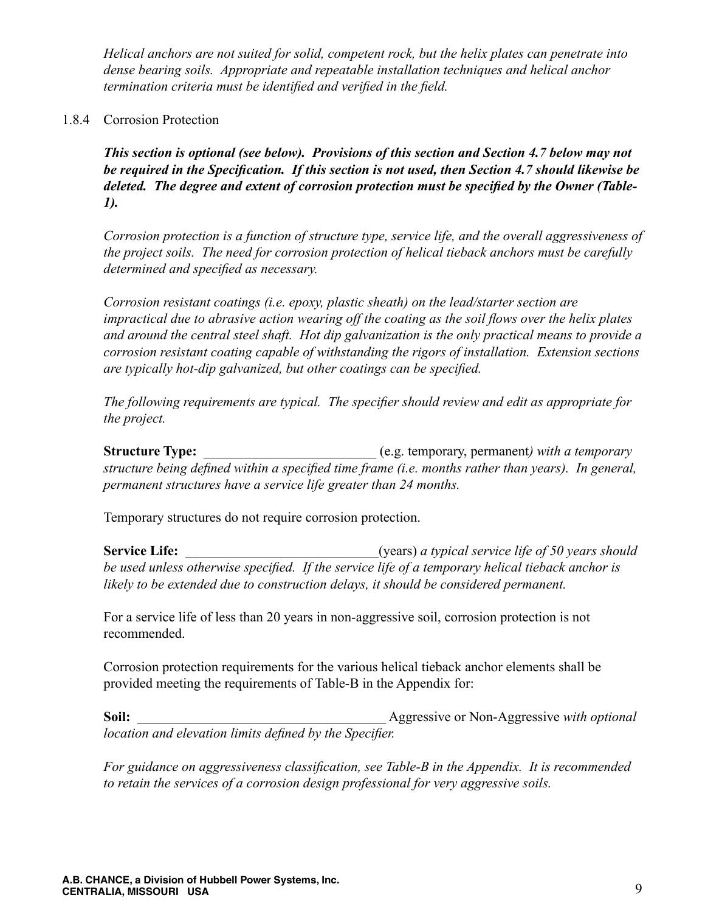*Helical anchors are not suited for solid, competent rock, but the helix plates can penetrate into dense bearing soils. Appropriate and repeatable installation techniques and helical anchor termination criteria must be identified and verified in the field.*

1.8.4 Corrosion Protection

***This section is optional (see below). Provisions of this section and Section 4.7 below may not be required in the Specification. If this section is not used, then Section 4.7 should likewise be deleted. The degree and extent of corrosion protection must be specified by the Owner (Table-1).***

*Corrosion protection is a function of structure type, service life, and the overall aggressiveness of the project soils. The need for corrosion protection of helical tieback anchors must be carefully determined and specified as necessary.*

*Corrosion resistant coatings (i.e. epoxy, plastic sheath) on the lead/starter section are impractical due to abrasive action wearing off the coating as the soil flows over the helix plates and around the central steel shaft. Hot dip galvanization is the only practical means to provide a corrosion resistant coating capable of withstanding the rigors of installation. Extension sections are typically hot-dip galvanized, but other coatings can be specified.*

*The following requirements are typical. The specifier should review and edit as appropriate for the project.*

**Structure Type:** _________________________ (e.g. temporary, permanent*) with a temporary structure being defined within a specified time frame (i.e. months rather than years). In general, permanent structures have a service life greater than 24 months.*

Temporary structures do not require corrosion protection.

**Service Life:** ____________________________(years) *a typical service life of 50 years should be used unless otherwise specified. If the service life of a temporary helical tieback anchor is likely to be extended due to construction delays, it should be considered permanent.*

For a service life of less than 20 years in non-aggressive soil, corrosion protection is not recommended.

Corrosion protection requirements for the various helical tieback anchor elements shall be provided meeting the requirements of Table-B in the Appendix for:

**Soil:** ___________________________________ Aggressive or Non-Aggressive *with optional location and elevation limits defined by the Specifier.*

*For guidance on aggressiveness classification, see Table-B in the Appendix. It is recommended to retain the services of a corrosion design professional for very aggressive soils.*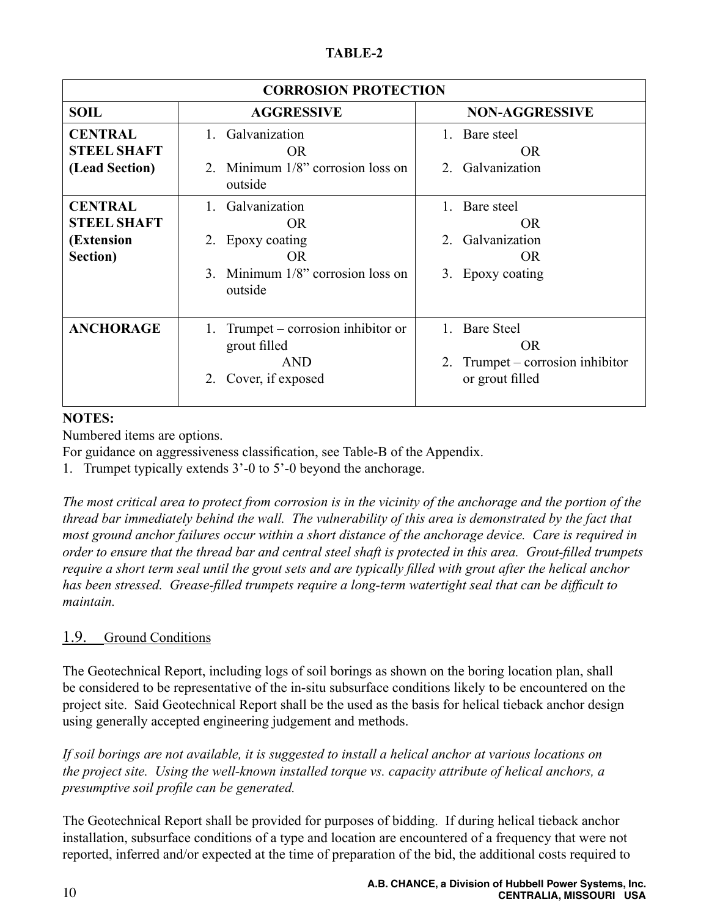**TABLE-2**

| CORROSION PROTECTION | | |
|---|---|---|
| **SOIL** | **AGGRESSIVE** | **NON-AGGRESSIVE** |
| **CENTRAL STEEL SHAFT (Lead Section)** | 1. Galvanization<br>OR<br>2. Minimum 1/8" corrosion loss on outside | 1. Bare steel<br>OR<br>2. Galvanization |
| **CENTRAL STEEL SHAFT (Extension Section)** | 1. Galvanization<br>OR<br>2. Epoxy coating<br>OR<br>3. Minimum 1/8" corrosion loss on outside | 1. Bare steel<br>OR<br>2. Galvanization<br>OR<br>3. Epoxy coating |
| **ANCHORAGE** | 1. Trumpet – corrosion inhibitor or grout filled<br>AND<br>2. Cover, if exposed | 1. Bare Steel<br>OR<br>2. Trumpet – corrosion inhibitor or grout filled |

**NOTES:**
Numbered items are options.
For guidance on aggressiveness classification, see Table-B of the Appendix.
1. Trumpet typically extends 3'-0 to 5'-0 beyond the anchorage.

*The most critical area to protect from corrosion is in the vicinity of the anchorage and the portion of the thread bar immediately behind the wall. The vulnerability of this area is demonstrated by the fact that most ground anchor failures occur within a short distance of the anchorage device. Care is required in order to ensure that the thread bar and central steel shaft is protected in this area. Grout-filled trumpets require a short term seal until the grout sets and are typically filled with grout after the helical anchor has been stressed. Grease-filled trumpets require a long-term watertight seal that can be difficult to maintain.*

## 1.9. Ground Conditions

The Geotechnical Report, including logs of soil borings as shown on the boring location plan, shall be considered to be representative of the in-situ subsurface conditions likely to be encountered on the project site. Said Geotechnical Report shall be the used as the basis for helical tieback anchor design using generally accepted engineering judgement and methods.

*If soil borings are not available, it is suggested to install a helical anchor at various locations on the project site. Using the well-known installed torque vs. capacity attribute of helical anchors, a presumptive soil profile can be generated.*

The Geotechnical Report shall be provided for purposes of bidding. If during helical tieback anchor installation, subsurface conditions of a type and location are encountered of a frequency that were not reported, inferred and/or expected at the time of preparation of the bid, the additional costs required to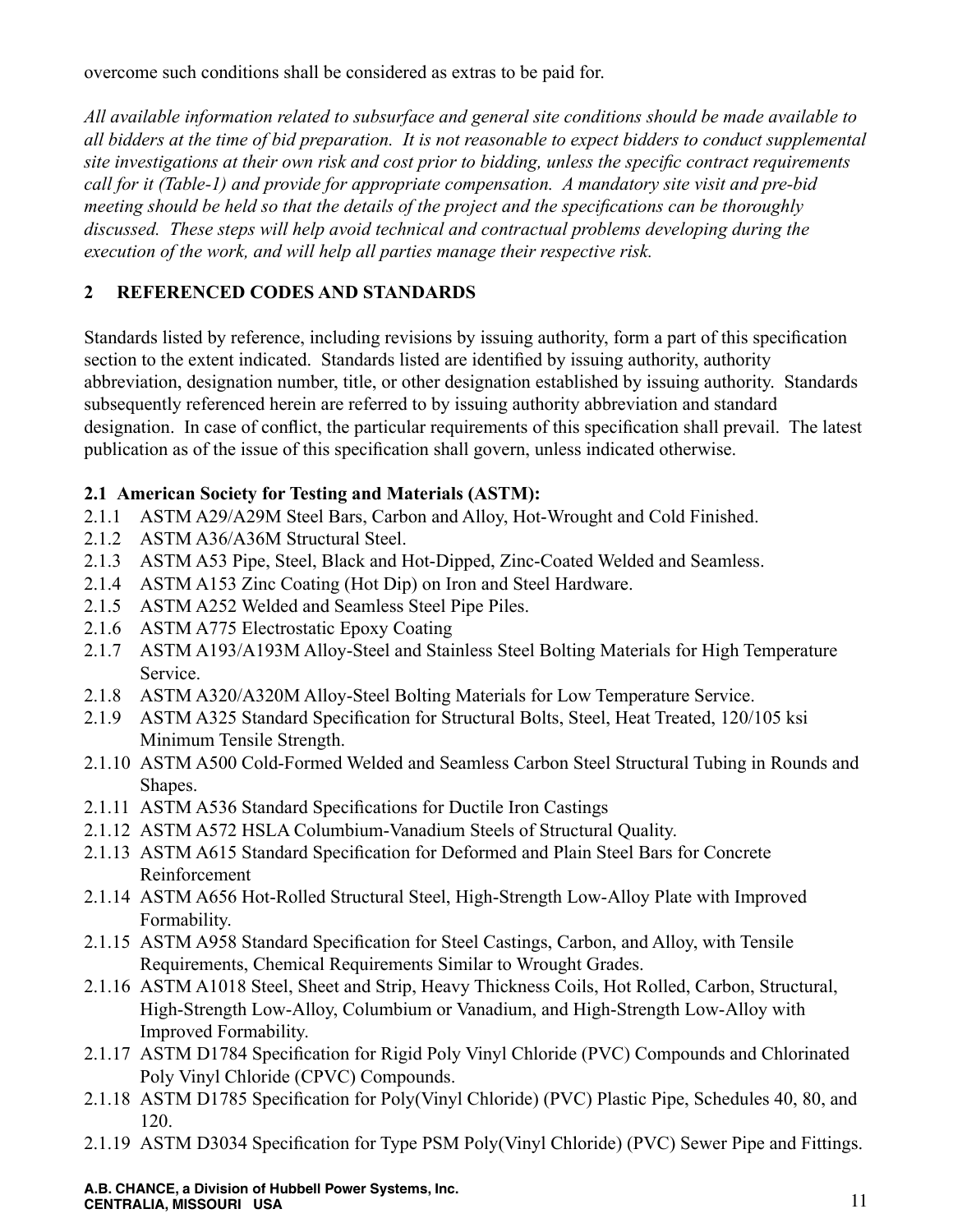overcome such conditions shall be considered as extras to be paid for.

*All available information related to subsurface and general site conditions should be made available to all bidders at the time of bid preparation. It is not reasonable to expect bidders to conduct supplemental site investigations at their own risk and cost prior to bidding, unless the specific contract requirements call for it (Table-1) and provide for appropriate compensation. A mandatory site visit and pre-bid meeting should be held so that the details of the project and the specifications can be thoroughly discussed. These steps will help avoid technical and contractual problems developing during the execution of the work, and will help all parties manage their respective risk.*

## 2 REFERENCED CODES AND STANDARDS

Standards listed by reference, including revisions by issuing authority, form a part of this specification section to the extent indicated. Standards listed are identified by issuing authority, authority abbreviation, designation number, title, or other designation established by issuing authority. Standards subsequently referenced herein are referred to by issuing authority abbreviation and standard designation. In case of conflict, the particular requirements of this specification shall prevail. The latest publication as of the issue of this specification shall govern, unless indicated otherwise.

### 2.1 American Society for Testing and Materials (ASTM):

2.1.1 ASTM A29/A29M Steel Bars, Carbon and Alloy, Hot-Wrought and Cold Finished.
2.1.2 ASTM A36/A36M Structural Steel.
2.1.3 ASTM A53 Pipe, Steel, Black and Hot-Dipped, Zinc-Coated Welded and Seamless.
2.1.4 ASTM A153 Zinc Coating (Hot Dip) on Iron and Steel Hardware.
2.1.5 ASTM A252 Welded and Seamless Steel Pipe Piles.
2.1.6 ASTM A775 Electrostatic Epoxy Coating
2.1.7 ASTM A193/A193M Alloy-Steel and Stainless Steel Bolting Materials for High Temperature Service.
2.1.8 ASTM A320/A320M Alloy-Steel Bolting Materials for Low Temperature Service.
2.1.9 ASTM A325 Standard Specification for Structural Bolts, Steel, Heat Treated, 120/105 ksi Minimum Tensile Strength.
2.1.10 ASTM A500 Cold-Formed Welded and Seamless Carbon Steel Structural Tubing in Rounds and Shapes.
2.1.11 ASTM A536 Standard Specifications for Ductile Iron Castings
2.1.12 ASTM A572 HSLA Columbium-Vanadium Steels of Structural Quality.
2.1.13 ASTM A615 Standard Specification for Deformed and Plain Steel Bars for Concrete Reinforcement
2.1.14 ASTM A656 Hot-Rolled Structural Steel, High-Strength Low-Alloy Plate with Improved Formability.
2.1.15 ASTM A958 Standard Specification for Steel Castings, Carbon, and Alloy, with Tensile Requirements, Chemical Requirements Similar to Wrought Grades.
2.1.16 ASTM A1018 Steel, Sheet and Strip, Heavy Thickness Coils, Hot Rolled, Carbon, Structural, High-Strength Low-Alloy, Columbium or Vanadium, and High-Strength Low-Alloy with Improved Formability.
2.1.17 ASTM D1784 Specification for Rigid Poly Vinyl Chloride (PVC) Compounds and Chlorinated Poly Vinyl Chloride (CPVC) Compounds.
2.1.18 ASTM D1785 Specification for Poly(Vinyl Chloride) (PVC) Plastic Pipe, Schedules 40, 80, and 120.
2.1.19 ASTM D3034 Specification for Type PSM Poly(Vinyl Chloride) (PVC) Sewer Pipe and Fittings.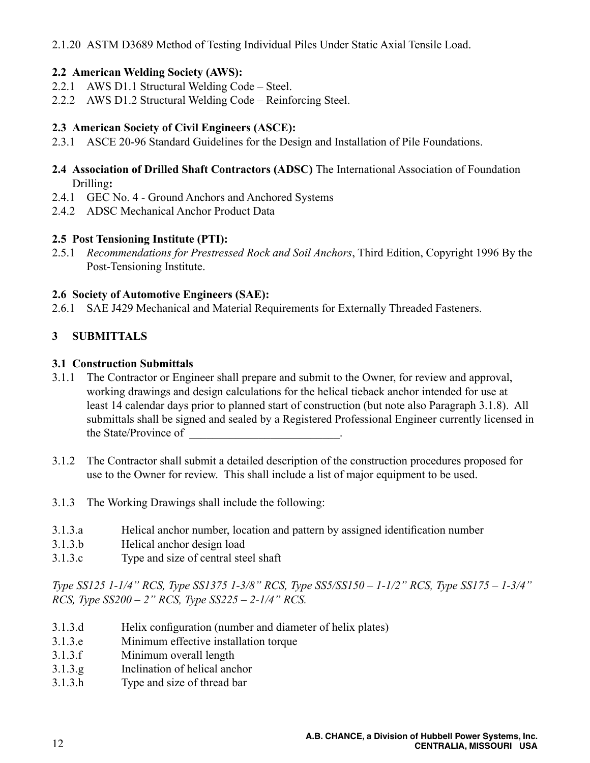2.1.20 ASTM D3689 Method of Testing Individual Piles Under Static Axial Tensile Load.

**2.2 American Welding Society (AWS):**

2.2.1 AWS D1.1 Structural Welding Code – Steel.

2.2.2 AWS D1.2 Structural Welding Code – Reinforcing Steel.

**2.3 American Society of Civil Engineers (ASCE):**

2.3.1 ASCE 20-96 Standard Guidelines for the Design and Installation of Pile Foundations.

**2.4 Association of Drilled Shaft Contractors (ADSC)** The International Association of Foundation Drilling**:**

2.4.1 GEC No. 4 - Ground Anchors and Anchored Systems

2.4.2 ADSC Mechanical Anchor Product Data

**2.5 Post Tensioning Institute (PTI):**

2.5.1 *Recommendations for Prestressed Rock and Soil Anchors*, Third Edition, Copyright 1996 By the Post-Tensioning Institute.

**2.6 Society of Automotive Engineers (SAE):**

2.6.1 SAE J429 Mechanical and Material Requirements for Externally Threaded Fasteners.

## 3 SUBMITTALS

**3.1 Construction Submittals**

3.1.1 The Contractor or Engineer shall prepare and submit to the Owner, for review and approval, working drawings and design calculations for the helical tieback anchor intended for use at least 14 calendar days prior to planned start of construction (but note also Paragraph 3.1.8). All submittals shall be signed and sealed by a Registered Professional Engineer currently licensed in the State/Province of _________________________.

3.1.2 The Contractor shall submit a detailed description of the construction procedures proposed for use to the Owner for review. This shall include a list of major equipment to be used.

3.1.3 The Working Drawings shall include the following:

3.1.3.a Helical anchor number, location and pattern by assigned identification number

3.1.3.b Helical anchor design load

3.1.3.c Type and size of central steel shaft

*Type SS125 1-1/4" RCS, Type SS1375 1-3/8" RCS, Type SS5/SS150 – 1-1/2" RCS, Type SS175 – 1-3/4" RCS, Type SS200 – 2" RCS, Type SS225 – 2-1/4" RCS.*

3.1.3.d Helix configuration (number and diameter of helix plates)

3.1.3.e Minimum effective installation torque

3.1.3.f Minimum overall length

3.1.3.g Inclination of helical anchor

3.1.3.h Type and size of thread bar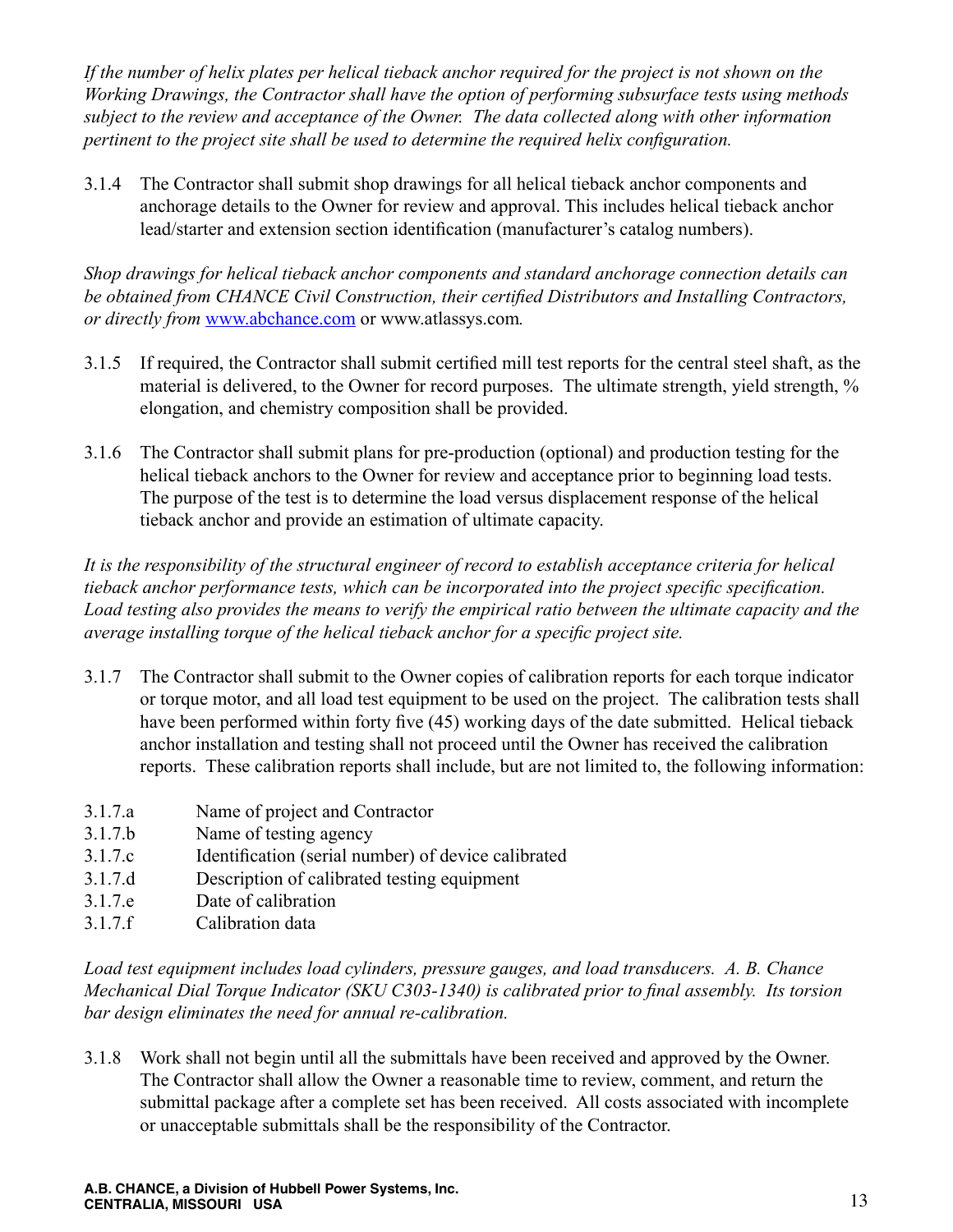*If the number of helix plates per helical tieback anchor required for the project is not shown on the Working Drawings, the Contractor shall have the option of performing subsurface tests using methods subject to the review and acceptance of the Owner. The data collected along with other information pertinent to the project site shall be used to determine the required helix configuration.*

3.1.4 The Contractor shall submit shop drawings for all helical tieback anchor components and anchorage details to the Owner for review and approval. This includes helical tieback anchor lead/starter and extension section identification (manufacturer's catalog numbers).

*Shop drawings for helical tieback anchor components and standard anchorage connection details can be obtained from CHANCE Civil Construction, their certified Distributors and Installing Contractors, or directly from* www.abchance.com or www.atlassys.com*.*

3.1.5 If required, the Contractor shall submit certified mill test reports for the central steel shaft, as the material is delivered, to the Owner for record purposes. The ultimate strength, yield strength, % elongation, and chemistry composition shall be provided.

3.1.6 The Contractor shall submit plans for pre-production (optional) and production testing for the helical tieback anchors to the Owner for review and acceptance prior to beginning load tests. The purpose of the test is to determine the load versus displacement response of the helical tieback anchor and provide an estimation of ultimate capacity.

*It is the responsibility of the structural engineer of record to establish acceptance criteria for helical tieback anchor performance tests, which can be incorporated into the project specific specification. Load testing also provides the means to verify the empirical ratio between the ultimate capacity and the average installing torque of the helical tieback anchor for a specific project site.*

3.1.7 The Contractor shall submit to the Owner copies of calibration reports for each torque indicator or torque motor, and all load test equipment to be used on the project. The calibration tests shall have been performed within forty five (45) working days of the date submitted. Helical tieback anchor installation and testing shall not proceed until the Owner has received the calibration reports. These calibration reports shall include, but are not limited to, the following information:

3.1.7.a Name of project and Contractor
3.1.7.b Name of testing agency
3.1.7.c Identification (serial number) of device calibrated
3.1.7.d Description of calibrated testing equipment
3.1.7.e Date of calibration
3.1.7.f Calibration data

*Load test equipment includes load cylinders, pressure gauges, and load transducers. A. B. Chance Mechanical Dial Torque Indicator (SKU C303-1340) is calibrated prior to final assembly. Its torsion bar design eliminates the need for annual re-calibration.*

3.1.8 Work shall not begin until all the submittals have been received and approved by the Owner. The Contractor shall allow the Owner a reasonable time to review, comment, and return the submittal package after a complete set has been received. All costs associated with incomplete or unacceptable submittals shall be the responsibility of the Contractor.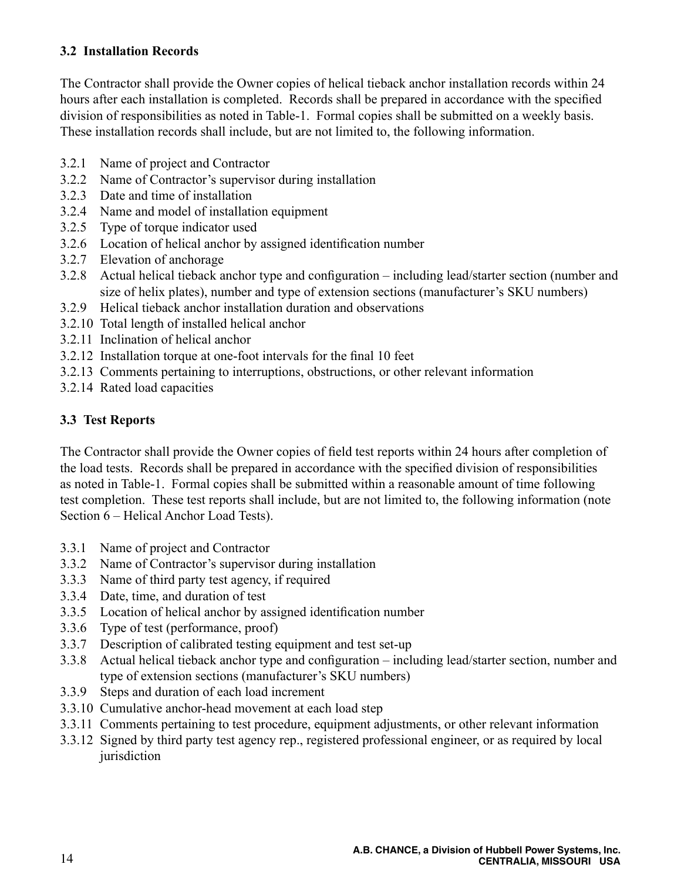### 3.2 Installation Records

The Contractor shall provide the Owner copies of helical tieback anchor installation records within 24 hours after each installation is completed. Records shall be prepared in accordance with the specified division of responsibilities as noted in Table-1. Formal copies shall be submitted on a weekly basis. These installation records shall include, but are not limited to, the following information.

- 3.2.1 Name of project and Contractor
- 3.2.2 Name of Contractor's supervisor during installation
- 3.2.3 Date and time of installation
- 3.2.4 Name and model of installation equipment
- 3.2.5 Type of torque indicator used
- 3.2.6 Location of helical anchor by assigned identification number
- 3.2.7 Elevation of anchorage
- 3.2.8 Actual helical tieback anchor type and configuration – including lead/starter section (number and size of helix plates), number and type of extension sections (manufacturer's SKU numbers)
- 3.2.9 Helical tieback anchor installation duration and observations
- 3.2.10 Total length of installed helical anchor
- 3.2.11 Inclination of helical anchor
- 3.2.12 Installation torque at one-foot intervals for the final 10 feet
- 3.2.13 Comments pertaining to interruptions, obstructions, or other relevant information
- 3.2.14 Rated load capacities

### 3.3 Test Reports

The Contractor shall provide the Owner copies of field test reports within 24 hours after completion of the load tests. Records shall be prepared in accordance with the specified division of responsibilities as noted in Table-1. Formal copies shall be submitted within a reasonable amount of time following test completion. These test reports shall include, but are not limited to, the following information (note Section 6 – Helical Anchor Load Tests).

- 3.3.1 Name of project and Contractor
- 3.3.2 Name of Contractor's supervisor during installation
- 3.3.3 Name of third party test agency, if required
- 3.3.4 Date, time, and duration of test
- 3.3.5 Location of helical anchor by assigned identification number
- 3.3.6 Type of test (performance, proof)
- 3.3.7 Description of calibrated testing equipment and test set-up
- 3.3.8 Actual helical tieback anchor type and configuration – including lead/starter section, number and type of extension sections (manufacturer's SKU numbers)
- 3.3.9 Steps and duration of each load increment
- 3.3.10 Cumulative anchor-head movement at each load step
- 3.3.11 Comments pertaining to test procedure, equipment adjustments, or other relevant information
- 3.3.12 Signed by third party test agency rep., registered professional engineer, or as required by local jurisdiction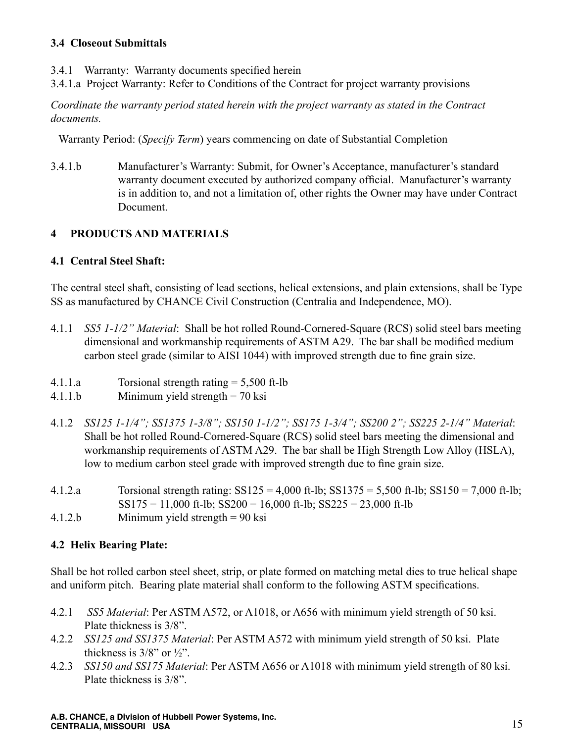### 3.4 Closeout Submittals

3.4.1 Warranty: Warranty documents specified herein

3.4.1.a Project Warranty: Refer to Conditions of the Contract for project warranty provisions

*Coordinate the warranty period stated herein with the project warranty as stated in the Contract documents.*

Warranty Period: (*Specify Term*) years commencing on date of Substantial Completion

3.4.1.b Manufacturer's Warranty: Submit, for Owner's Acceptance, manufacturer's standard warranty document executed by authorized company official. Manufacturer's warranty is in addition to, and not a limitation of, other rights the Owner may have under Contract Document.

## 4 PRODUCTS AND MATERIALS

### 4.1 Central Steel Shaft:

The central steel shaft, consisting of lead sections, helical extensions, and plain extensions, shall be Type SS as manufactured by CHANCE Civil Construction (Centralia and Independence, MO).

4.1.1 *SS5 1-1/2" Material*: Shall be hot rolled Round-Cornered-Square (RCS) solid steel bars meeting dimensional and workmanship requirements of ASTM A29. The bar shall be modified medium carbon steel grade (similar to AISI 1044) with improved strength due to fine grain size.

4.1.1.a Torsional strength rating = 5,500 ft-lb

4.1.1.b Minimum yield strength = 70 ksi

4.1.2 *SS125 1-1/4"; SS1375 1-3/8"; SS150 1-1/2"; SS175 1-3/4"; SS200 2"; SS225 2-1/4" Material*: Shall be hot rolled Round-Cornered-Square (RCS) solid steel bars meeting the dimensional and workmanship requirements of ASTM A29. The bar shall be High Strength Low Alloy (HSLA), low to medium carbon steel grade with improved strength due to fine grain size.

4.1.2.a Torsional strength rating: SS125 = 4,000 ft-lb; SS1375 = 5,500 ft-lb; SS150 = 7,000 ft-lb; SS175 = 11,000 ft-lb; SS200 = 16,000 ft-lb; SS225 = 23,000 ft-lb

4.1.2.b Minimum yield strength = 90 ksi

### 4.2 Helix Bearing Plate:

Shall be hot rolled carbon steel sheet, strip, or plate formed on matching metal dies to true helical shape and uniform pitch. Bearing plate material shall conform to the following ASTM specifications.

4.2.1 *SS5 Material*: Per ASTM A572, or A1018, or A656 with minimum yield strength of 50 ksi. Plate thickness is 3/8".

4.2.2 *SS125 and SS1375 Material*: Per ASTM A572 with minimum yield strength of 50 ksi. Plate thickness is 3/8" or ½".

4.2.3 *SS150 and SS175 Material*: Per ASTM A656 or A1018 with minimum yield strength of 80 ksi. Plate thickness is 3/8".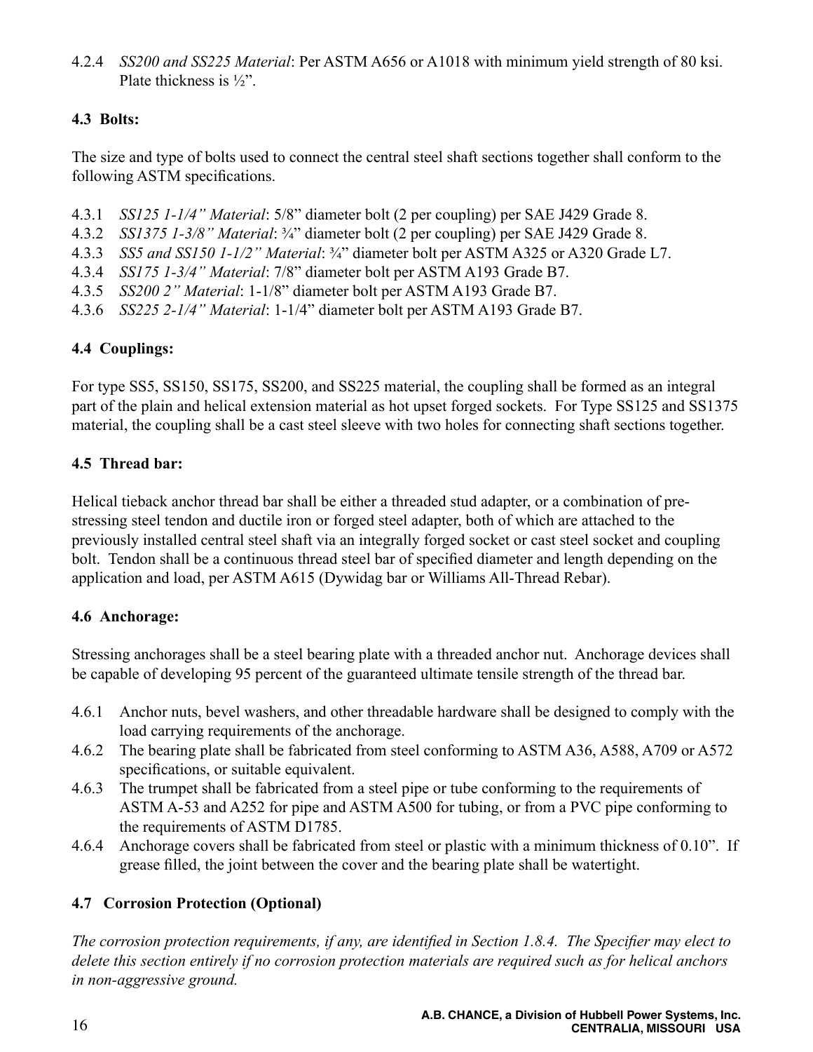4.2.4 *SS200 and SS225 Material*: Per ASTM A656 or A1018 with minimum yield strength of 80 ksi. Plate thickness is ½".

**4.3 Bolts:**

The size and type of bolts used to connect the central steel shaft sections together shall conform to the following ASTM specifications.

4.3.1 *SS125 1-1/4" Material*: 5/8" diameter bolt (2 per coupling) per SAE J429 Grade 8.
4.3.2 *SS1375 1-3/8" Material*: ¾" diameter bolt (2 per coupling) per SAE J429 Grade 8.
4.3.3 *SS5 and SS150 1-1/2" Material*: ¾" diameter bolt per ASTM A325 or A320 Grade L7.
4.3.4 *SS175 1-3/4" Material*: 7/8" diameter bolt per ASTM A193 Grade B7.
4.3.5 *SS200 2" Material*: 1-1/8" diameter bolt per ASTM A193 Grade B7.
4.3.6 *SS225 2-1/4" Material*: 1-1/4" diameter bolt per ASTM A193 Grade B7.

**4.4 Couplings:**

For type SS5, SS150, SS175, SS200, and SS225 material, the coupling shall be formed as an integral part of the plain and helical extension material as hot upset forged sockets. For Type SS125 and SS1375 material, the coupling shall be a cast steel sleeve with two holes for connecting shaft sections together.

**4.5 Thread bar:**

Helical tieback anchor thread bar shall be either a threaded stud adapter, or a combination of pre-stressing steel tendon and ductile iron or forged steel adapter, both of which are attached to the previously installed central steel shaft via an integrally forged socket or cast steel socket and coupling bolt. Tendon shall be a continuous thread steel bar of specified diameter and length depending on the application and load, per ASTM A615 (Dywidag bar or Williams All-Thread Rebar).

**4.6 Anchorage:**

Stressing anchorages shall be a steel bearing plate with a threaded anchor nut. Anchorage devices shall be capable of developing 95 percent of the guaranteed ultimate tensile strength of the thread bar.

4.6.1 Anchor nuts, bevel washers, and other threadable hardware shall be designed to comply with the load carrying requirements of the anchorage.
4.6.2 The bearing plate shall be fabricated from steel conforming to ASTM A36, A588, A709 or A572 specifications, or suitable equivalent.
4.6.3 The trumpet shall be fabricated from a steel pipe or tube conforming to the requirements of ASTM A-53 and A252 for pipe and ASTM A500 for tubing, or from a PVC pipe conforming to the requirements of ASTM D1785.
4.6.4 Anchorage covers shall be fabricated from steel or plastic with a minimum thickness of 0.10". If grease filled, the joint between the cover and the bearing plate shall be watertight.

**4.7 Corrosion Protection (Optional)**

*The corrosion protection requirements, if any, are identified in Section 1.8.4. The Specifier may elect to delete this section entirely if no corrosion protection materials are required such as for helical anchors in non-aggressive ground.*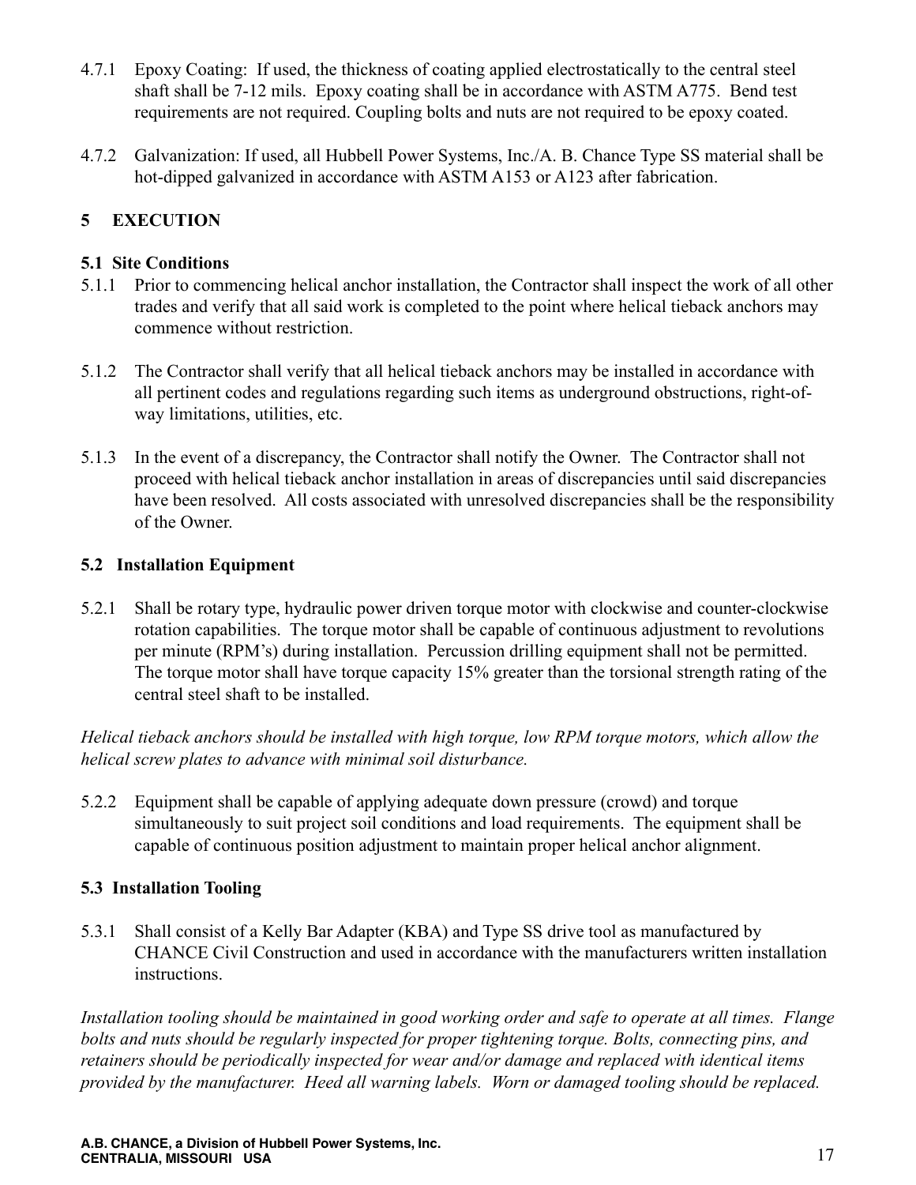4.7.1 Epoxy Coating: If used, the thickness of coating applied electrostatically to the central steel shaft shall be 7-12 mils. Epoxy coating shall be in accordance with ASTM A775. Bend test requirements are not required. Coupling bolts and nuts are not required to be epoxy coated.

4.7.2 Galvanization: If used, all Hubbell Power Systems, Inc./A. B. Chance Type SS material shall be hot-dipped galvanized in accordance with ASTM A153 or A123 after fabrication.

## 5 EXECUTION

### 5.1 Site Conditions

5.1.1 Prior to commencing helical anchor installation, the Contractor shall inspect the work of all other trades and verify that all said work is completed to the point where helical tieback anchors may commence without restriction.

5.1.2 The Contractor shall verify that all helical tieback anchors may be installed in accordance with all pertinent codes and regulations regarding such items as underground obstructions, right-of-way limitations, utilities, etc.

5.1.3 In the event of a discrepancy, the Contractor shall notify the Owner. The Contractor shall not proceed with helical tieback anchor installation in areas of discrepancies until said discrepancies have been resolved. All costs associated with unresolved discrepancies shall be the responsibility of the Owner.

### 5.2 Installation Equipment

5.2.1 Shall be rotary type, hydraulic power driven torque motor with clockwise and counter-clockwise rotation capabilities. The torque motor shall be capable of continuous adjustment to revolutions per minute (RPM's) during installation. Percussion drilling equipment shall not be permitted. The torque motor shall have torque capacity 15% greater than the torsional strength rating of the central steel shaft to be installed.

*Helical tieback anchors should be installed with high torque, low RPM torque motors, which allow the helical screw plates to advance with minimal soil disturbance.*

5.2.2 Equipment shall be capable of applying adequate down pressure (crowd) and torque simultaneously to suit project soil conditions and load requirements. The equipment shall be capable of continuous position adjustment to maintain proper helical anchor alignment.

### 5.3 Installation Tooling

5.3.1 Shall consist of a Kelly Bar Adapter (KBA) and Type SS drive tool as manufactured by CHANCE Civil Construction and used in accordance with the manufacturers written installation instructions.

*Installation tooling should be maintained in good working order and safe to operate at all times. Flange bolts and nuts should be regularly inspected for proper tightening torque. Bolts, connecting pins, and retainers should be periodically inspected for wear and/or damage and replaced with identical items provided by the manufacturer. Heed all warning labels. Worn or damaged tooling should be replaced.*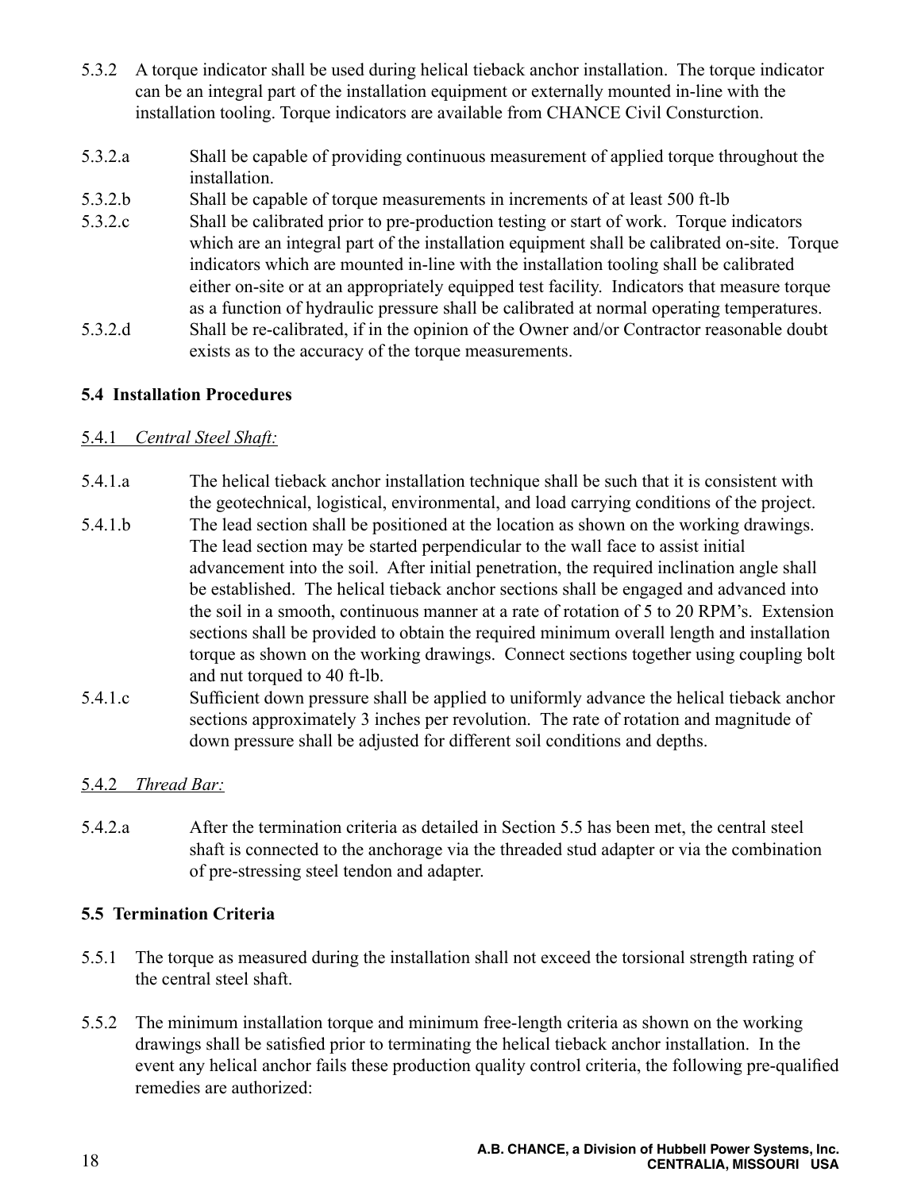5.3.2 A torque indicator shall be used during helical tieback anchor installation. The torque indicator can be an integral part of the installation equipment or externally mounted in-line with the installation tooling. Torque indicators are available from CHANCE Civil Consturction.

5.3.2.a Shall be capable of providing continuous measurement of applied torque throughout the installation.

5.3.2.b Shall be capable of torque measurements in increments of at least 500 ft-lb

5.3.2.c Shall be calibrated prior to pre-production testing or start of work. Torque indicators which are an integral part of the installation equipment shall be calibrated on-site. Torque indicators which are mounted in-line with the installation tooling shall be calibrated either on-site or at an appropriately equipped test facility. Indicators that measure torque as a function of hydraulic pressure shall be calibrated at normal operating temperatures.

5.3.2.d Shall be re-calibrated, if in the opinion of the Owner and/or Contractor reasonable doubt exists as to the accuracy of the torque measurements.

**5.4 Installation Procedures**

5.4.1 *Central Steel Shaft:*

5.4.1.a The helical tieback anchor installation technique shall be such that it is consistent with the geotechnical, logistical, environmental, and load carrying conditions of the project.

5.4.1.b The lead section shall be positioned at the location as shown on the working drawings. The lead section may be started perpendicular to the wall face to assist initial advancement into the soil. After initial penetration, the required inclination angle shall be established. The helical tieback anchor sections shall be engaged and advanced into the soil in a smooth, continuous manner at a rate of rotation of 5 to 20 RPM's. Extension sections shall be provided to obtain the required minimum overall length and installation torque as shown on the working drawings. Connect sections together using coupling bolt and nut torqued to 40 ft-lb.

5.4.1.c Sufficient down pressure shall be applied to uniformly advance the helical tieback anchor sections approximately 3 inches per revolution. The rate of rotation and magnitude of down pressure shall be adjusted for different soil conditions and depths.

5.4.2 *Thread Bar:*

5.4.2.a After the termination criteria as detailed in Section 5.5 has been met, the central steel shaft is connected to the anchorage via the threaded stud adapter or via the combination of pre-stressing steel tendon and adapter.

**5.5 Termination Criteria**

5.5.1 The torque as measured during the installation shall not exceed the torsional strength rating of the central steel shaft.

5.5.2 The minimum installation torque and minimum free-length criteria as shown on the working drawings shall be satisfied prior to terminating the helical tieback anchor installation. In the event any helical anchor fails these production quality control criteria, the following pre-qualified remedies are authorized: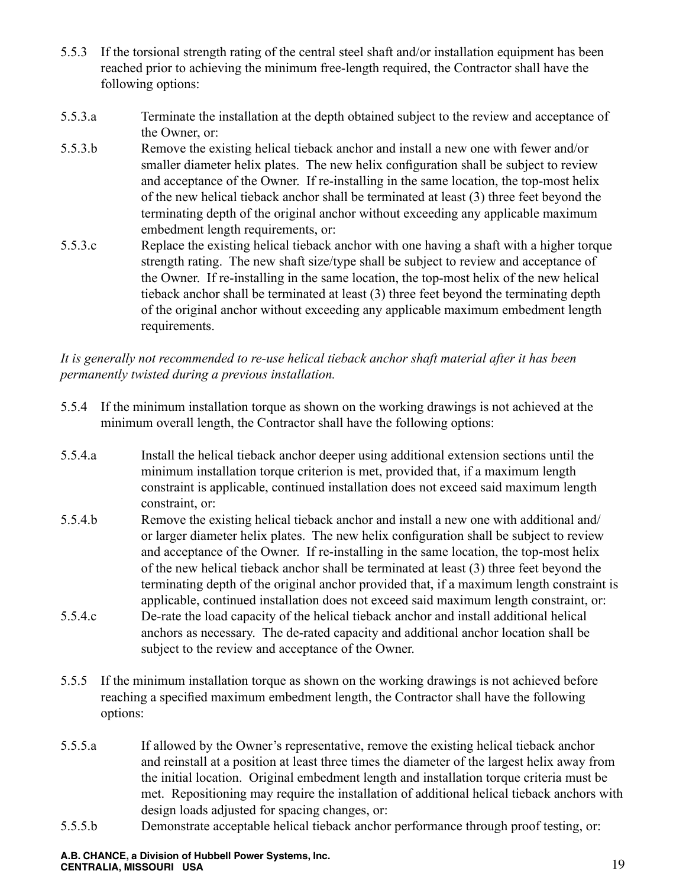5.5.3 If the torsional strength rating of the central steel shaft and/or installation equipment has been reached prior to achieving the minimum free-length required, the Contractor shall have the following options:

5.5.3.a Terminate the installation at the depth obtained subject to the review and acceptance of the Owner, or:

5.5.3.b Remove the existing helical tieback anchor and install a new one with fewer and/or smaller diameter helix plates. The new helix configuration shall be subject to review and acceptance of the Owner. If re-installing in the same location, the top-most helix of the new helical tieback anchor shall be terminated at least (3) three feet beyond the terminating depth of the original anchor without exceeding any applicable maximum embedment length requirements, or:

5.5.3.c Replace the existing helical tieback anchor with one having a shaft with a higher torque strength rating. The new shaft size/type shall be subject to review and acceptance of the Owner. If re-installing in the same location, the top-most helix of the new helical tieback anchor shall be terminated at least (3) three feet beyond the terminating depth of the original anchor without exceeding any applicable maximum embedment length requirements.

*It is generally not recommended to re-use helical tieback anchor shaft material after it has been permanently twisted during a previous installation.*

5.5.4 If the minimum installation torque as shown on the working drawings is not achieved at the minimum overall length, the Contractor shall have the following options:

5.5.4.a Install the helical tieback anchor deeper using additional extension sections until the minimum installation torque criterion is met, provided that, if a maximum length constraint is applicable, continued installation does not exceed said maximum length constraint, or:

5.5.4.b Remove the existing helical tieback anchor and install a new one with additional and/or larger diameter helix plates. The new helix configuration shall be subject to review and acceptance of the Owner. If re-installing in the same location, the top-most helix of the new helical tieback anchor shall be terminated at least (3) three feet beyond the terminating depth of the original anchor provided that, if a maximum length constraint is applicable, continued installation does not exceed said maximum length constraint, or:

5.5.4.c De-rate the load capacity of the helical tieback anchor and install additional helical anchors as necessary. The de-rated capacity and additional anchor location shall be subject to the review and acceptance of the Owner.

5.5.5 If the minimum installation torque as shown on the working drawings is not achieved before reaching a specified maximum embedment length, the Contractor shall have the following options:

5.5.5.a If allowed by the Owner's representative, remove the existing helical tieback anchor and reinstall at a position at least three times the diameter of the largest helix away from the initial location. Original embedment length and installation torque criteria must be met. Repositioning may require the installation of additional helical tieback anchors with design loads adjusted for spacing changes, or:

5.5.5.b Demonstrate acceptable helical tieback anchor performance through proof testing, or: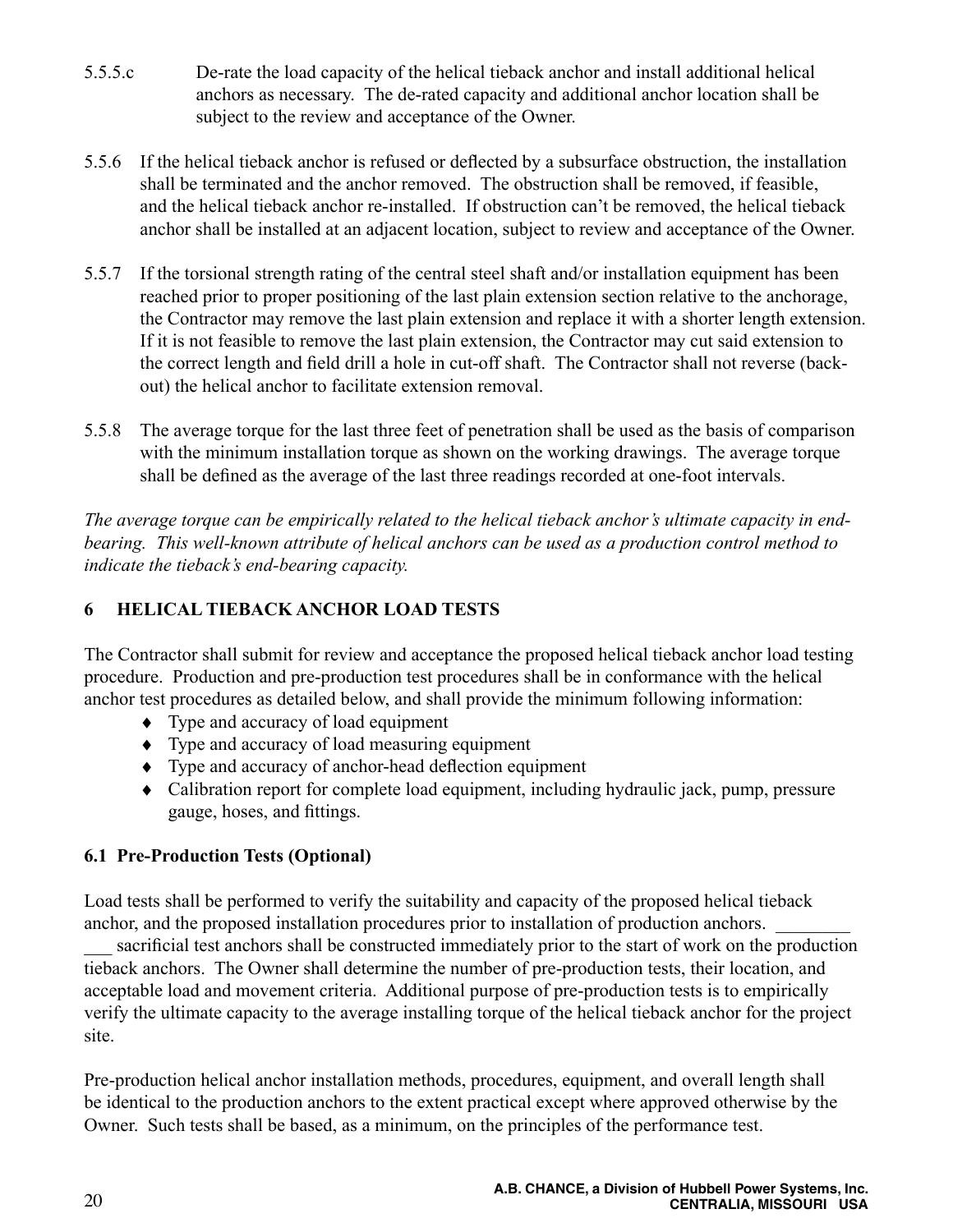5.5.5.c De-rate the load capacity of the helical tieback anchor and install additional helical anchors as necessary. The de-rated capacity and additional anchor location shall be subject to the review and acceptance of the Owner.

5.5.6 If the helical tieback anchor is refused or deflected by a subsurface obstruction, the installation shall be terminated and the anchor removed. The obstruction shall be removed, if feasible, and the helical tieback anchor re-installed. If obstruction can't be removed, the helical tieback anchor shall be installed at an adjacent location, subject to review and acceptance of the Owner.

5.5.7 If the torsional strength rating of the central steel shaft and/or installation equipment has been reached prior to proper positioning of the last plain extension section relative to the anchorage, the Contractor may remove the last plain extension and replace it with a shorter length extension. If it is not feasible to remove the last plain extension, the Contractor may cut said extension to the correct length and field drill a hole in cut-off shaft. The Contractor shall not reverse (back-out) the helical anchor to facilitate extension removal.

5.5.8 The average torque for the last three feet of penetration shall be used as the basis of comparison with the minimum installation torque as shown on the working drawings. The average torque shall be defined as the average of the last three readings recorded at one-foot intervals.

*The average torque can be empirically related to the helical tieback anchor's ultimate capacity in end-bearing. This well-known attribute of helical anchors can be used as a production control method to indicate the tieback's end-bearing capacity.*

## 6 HELICAL TIEBACK ANCHOR LOAD TESTS

The Contractor shall submit for review and acceptance the proposed helical tieback anchor load testing procedure. Production and pre-production test procedures shall be in conformance with the helical anchor test procedures as detailed below, and shall provide the minimum following information:

- Type and accuracy of load equipment
- Type and accuracy of load measuring equipment
- Type and accuracy of anchor-head deflection equipment
- Calibration report for complete load equipment, including hydraulic jack, pump, pressure gauge, hoses, and fittings.

### 6.1 Pre-Production Tests (Optional)

Load tests shall be performed to verify the suitability and capacity of the proposed helical tieback anchor, and the proposed installation procedures prior to installation of production anchors. ___________ sacrificial test anchors shall be constructed immediately prior to the start of work on the production tieback anchors. The Owner shall determine the number of pre-production tests, their location, and acceptable load and movement criteria. Additional purpose of pre-production tests is to empirically verify the ultimate capacity to the average installing torque of the helical tieback anchor for the project site.

Pre-production helical anchor installation methods, procedures, equipment, and overall length shall be identical to the production anchors to the extent practical except where approved otherwise by the Owner. Such tests shall be based, as a minimum, on the principles of the performance test.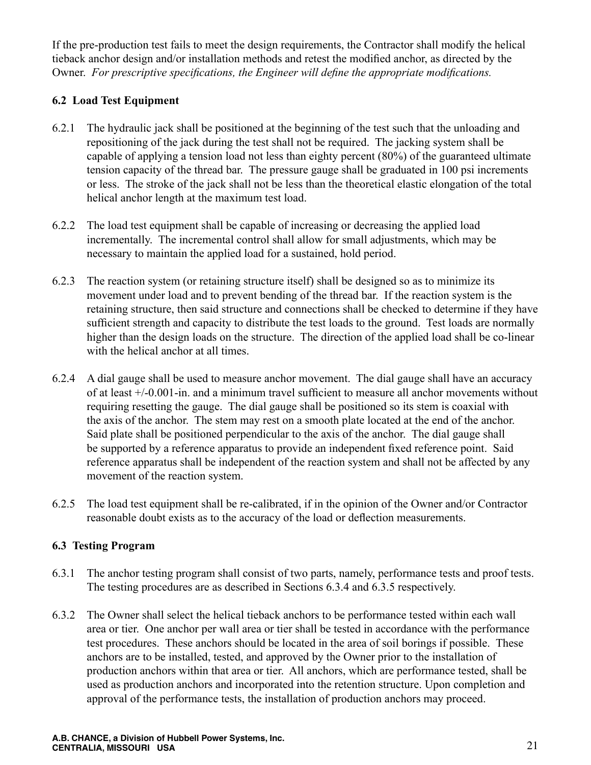If the pre-production test fails to meet the design requirements, the Contractor shall modify the helical tieback anchor design and/or installation methods and retest the modified anchor, as directed by the Owner. *For prescriptive specifications, the Engineer will define the appropriate modifications.*

### 6.2 Load Test Equipment

6.2.1 The hydraulic jack shall be positioned at the beginning of the test such that the unloading and repositioning of the jack during the test shall not be required. The jacking system shall be capable of applying a tension load not less than eighty percent (80%) of the guaranteed ultimate tension capacity of the thread bar. The pressure gauge shall be graduated in 100 psi increments or less. The stroke of the jack shall not be less than the theoretical elastic elongation of the total helical anchor length at the maximum test load.

6.2.2 The load test equipment shall be capable of increasing or decreasing the applied load incrementally. The incremental control shall allow for small adjustments, which may be necessary to maintain the applied load for a sustained, hold period.

6.2.3 The reaction system (or retaining structure itself) shall be designed so as to minimize its movement under load and to prevent bending of the thread bar. If the reaction system is the retaining structure, then said structure and connections shall be checked to determine if they have sufficient strength and capacity to distribute the test loads to the ground. Test loads are normally higher than the design loads on the structure. The direction of the applied load shall be co-linear with the helical anchor at all times.

6.2.4 A dial gauge shall be used to measure anchor movement. The dial gauge shall have an accuracy of at least +/-0.001-in. and a minimum travel sufficient to measure all anchor movements without requiring resetting the gauge. The dial gauge shall be positioned so its stem is coaxial with the axis of the anchor. The stem may rest on a smooth plate located at the end of the anchor. Said plate shall be positioned perpendicular to the axis of the anchor. The dial gauge shall be supported by a reference apparatus to provide an independent fixed reference point. Said reference apparatus shall be independent of the reaction system and shall not be affected by any movement of the reaction system.

6.2.5 The load test equipment shall be re-calibrated, if in the opinion of the Owner and/or Contractor reasonable doubt exists as to the accuracy of the load or deflection measurements.

### 6.3 Testing Program

6.3.1 The anchor testing program shall consist of two parts, namely, performance tests and proof tests. The testing procedures are as described in Sections 6.3.4 and 6.3.5 respectively.

6.3.2 The Owner shall select the helical tieback anchors to be performance tested within each wall area or tier. One anchor per wall area or tier shall be tested in accordance with the performance test procedures. These anchors should be located in the area of soil borings if possible. These anchors are to be installed, tested, and approved by the Owner prior to the installation of production anchors within that area or tier. All anchors, which are performance tested, shall be used as production anchors and incorporated into the retention structure. Upon completion and approval of the performance tests, the installation of production anchors may proceed.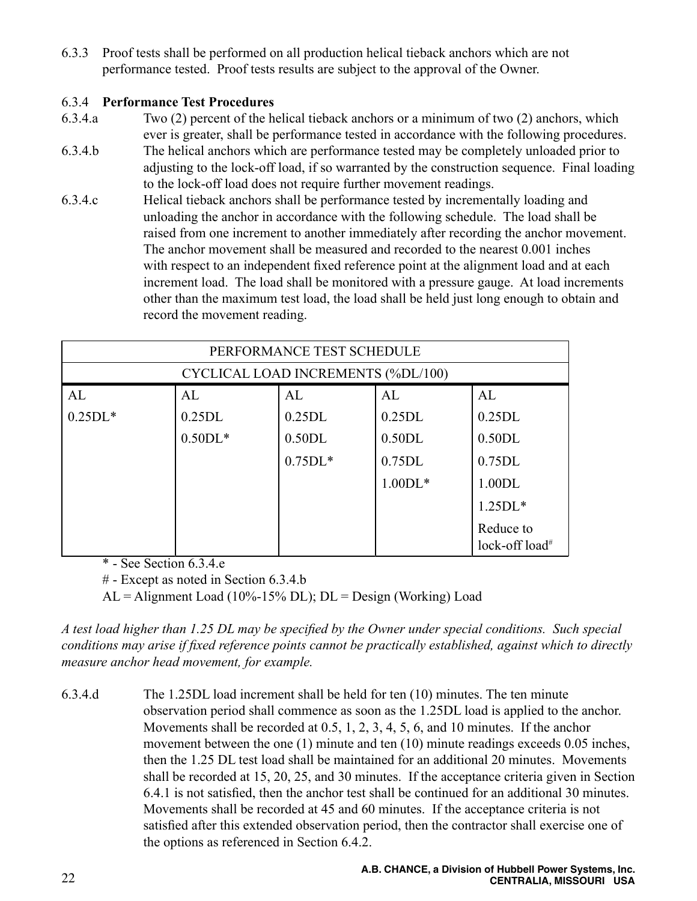6.3.3 Proof tests shall be performed on all production helical tieback anchors which are not performance tested. Proof tests results are subject to the approval of the Owner.

6.3.4 **Performance Test Procedures**

6.3.4.a Two (2) percent of the helical tieback anchors or a minimum of two (2) anchors, which ever is greater, shall be performance tested in accordance with the following procedures.

6.3.4.b The helical anchors which are performance tested may be completely unloaded prior to adjusting to the lock-off load, if so warranted by the construction sequence. Final loading to the lock-off load does not require further movement readings.

6.3.4.c Helical tieback anchors shall be performance tested by incrementally loading and unloading the anchor in accordance with the following schedule. The load shall be raised from one increment to another immediately after recording the anchor movement. The anchor movement shall be measured and recorded to the nearest 0.001 inches with respect to an independent fixed reference point at the alignment load and at each increment load. The load shall be monitored with a pressure gauge. At load increments other than the maximum test load, the load shall be held just long enough to obtain and record the movement reading.

| PERFORMANCE TEST SCHEDULE | | | | |
|---|---|---|---|---|
| CYCLICAL LOAD INCREMENTS (%DL/100) | | | | |
| AL | AL | AL | AL | AL |
| 0.25DL* | 0.25DL | 0.25DL | 0.25DL | 0.25DL |
| | 0.50DL* | 0.50DL | 0.50DL | 0.50DL |
| | | 0.75DL* | 0.75DL | 0.75DL |
| | | | 1.00DL* | 1.00DL |
| | | | | 1.25DL* |
| | | | | Reduce to lock-off load# |

\* - See Section 6.3.4.e

\# - Except as noted in Section 6.3.4.b

AL = Alignment Load (10%-15% DL); DL = Design (Working) Load

*A test load higher than 1.25 DL may be specified by the Owner under special conditions. Such special conditions may arise if fixed reference points cannot be practically established, against which to directly measure anchor head movement, for example.*

6.3.4.d The 1.25DL load increment shall be held for ten (10) minutes. The ten minute observation period shall commence as soon as the 1.25DL load is applied to the anchor. Movements shall be recorded at 0.5, 1, 2, 3, 4, 5, 6, and 10 minutes. If the anchor movement between the one (1) minute and ten (10) minute readings exceeds 0.05 inches, then the 1.25 DL test load shall be maintained for an additional 20 minutes. Movements shall be recorded at 15, 20, 25, and 30 minutes. If the acceptance criteria given in Section 6.4.1 is not satisfied, then the anchor test shall be continued for an additional 30 minutes. Movements shall be recorded at 45 and 60 minutes. If the acceptance criteria is not satisfied after this extended observation period, then the contractor shall exercise one of the options as referenced in Section 6.4.2.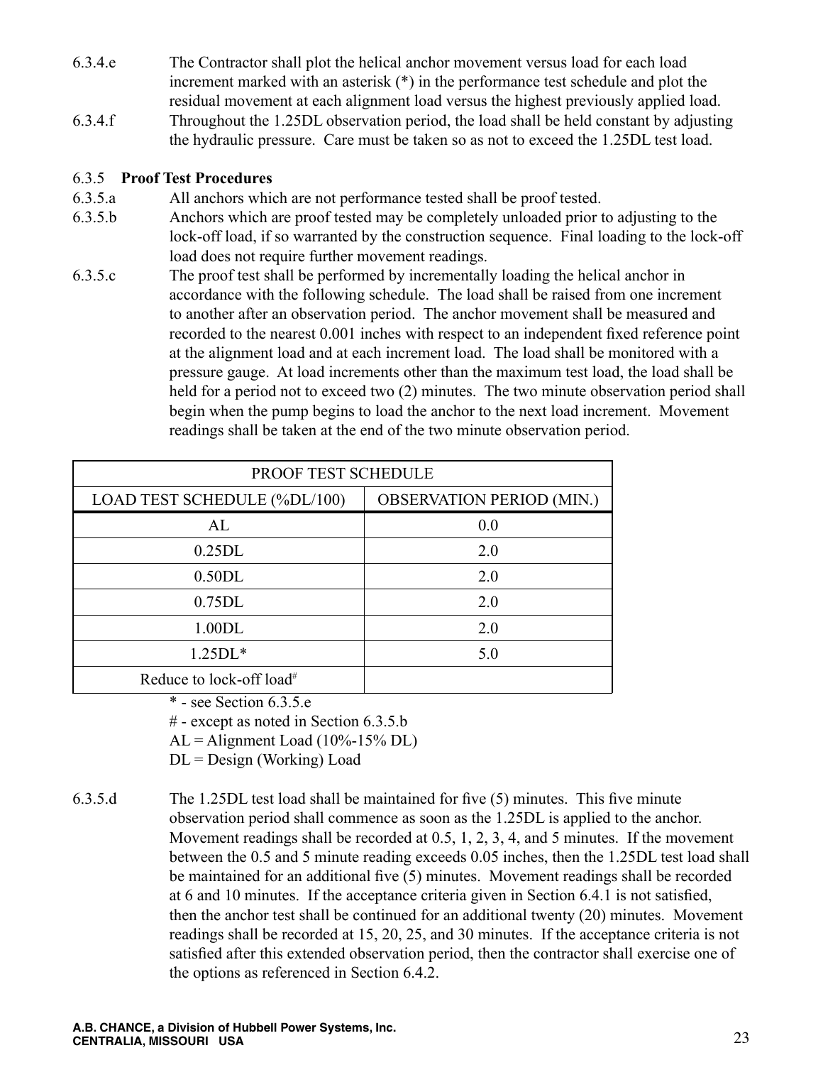6.3.4.e The Contractor shall plot the helical anchor movement versus load for each load increment marked with an asterisk (*) in the performance test schedule and plot the residual movement at each alignment load versus the highest previously applied load.

6.3.4.f Throughout the 1.25DL observation period, the load shall be held constant by adjusting the hydraulic pressure. Care must be taken so as not to exceed the 1.25DL test load.

### 6.3.5 **Proof Test Procedures**

6.3.5.a All anchors which are not performance tested shall be proof tested.

6.3.5.b Anchors which are proof tested may be completely unloaded prior to adjusting to the lock-off load, if so warranted by the construction sequence. Final loading to the lock-off load does not require further movement readings.

6.3.5.c The proof test shall be performed by incrementally loading the helical anchor in accordance with the following schedule. The load shall be raised from one increment to another after an observation period. The anchor movement shall be measured and recorded to the nearest 0.001 inches with respect to an independent fixed reference point at the alignment load and at each increment load. The load shall be monitored with a pressure gauge. At load increments other than the maximum test load, the load shall be held for a period not to exceed two (2) minutes. The two minute observation period shall begin when the pump begins to load the anchor to the next load increment. Movement readings shall be taken at the end of the two minute observation period.

| PROOF TEST SCHEDULE | |
|---|---|
| LOAD TEST SCHEDULE (%DL/100) | OBSERVATION PERIOD (MIN.) |
| AL | 0.0 |
| 0.25DL | 2.0 |
| 0.50DL | 2.0 |
| 0.75DL | 2.0 |
| 1.00DL | 2.0 |
| 1.25DL* | 5.0 |
| Reduce to lock-off load# | |

\* - see Section 6.3.5.e
\# - except as noted in Section 6.3.5.b
AL = Alignment Load (10%-15% DL)
DL = Design (Working) Load

6.3.5.d The 1.25DL test load shall be maintained for five (5) minutes. This five minute observation period shall commence as soon as the 1.25DL is applied to the anchor. Movement readings shall be recorded at 0.5, 1, 2, 3, 4, and 5 minutes. If the movement between the 0.5 and 5 minute reading exceeds 0.05 inches, then the 1.25DL test load shall be maintained for an additional five (5) minutes. Movement readings shall be recorded at 6 and 10 minutes. If the acceptance criteria given in Section 6.4.1 is not satisfied, then the anchor test shall be continued for an additional twenty (20) minutes. Movement readings shall be recorded at 15, 20, 25, and 30 minutes. If the acceptance criteria is not satisfied after this extended observation period, then the contractor shall exercise one of the options as referenced in Section 6.4.2.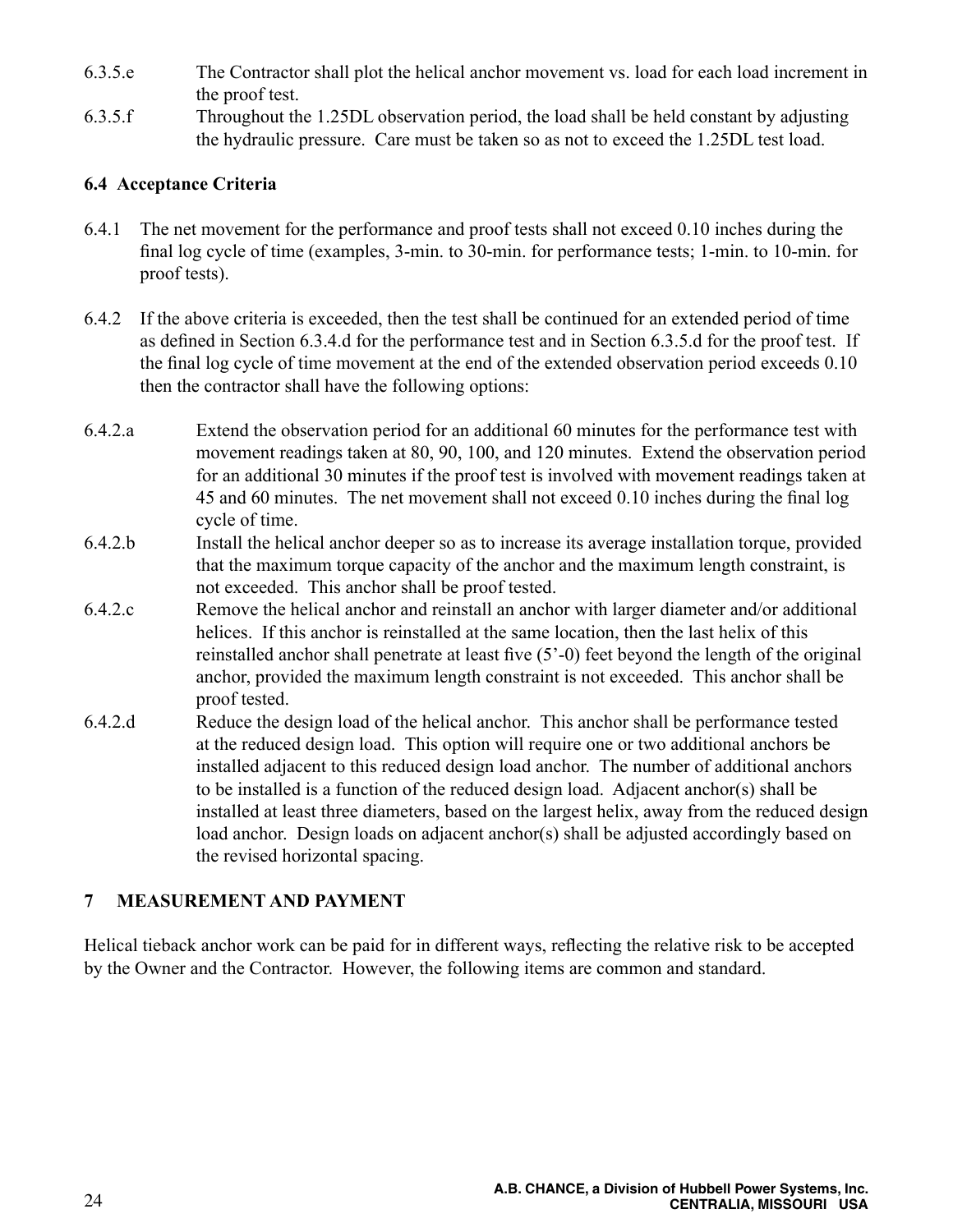6.3.5.e The Contractor shall plot the helical anchor movement vs. load for each load increment in the proof test.

6.3.5.f Throughout the 1.25DL observation period, the load shall be held constant by adjusting the hydraulic pressure. Care must be taken so as not to exceed the 1.25DL test load.

### 6.4 Acceptance Criteria

6.4.1 The net movement for the performance and proof tests shall not exceed 0.10 inches during the final log cycle of time (examples, 3-min. to 30-min. for performance tests; 1-min. to 10-min. for proof tests).

6.4.2 If the above criteria is exceeded, then the test shall be continued for an extended period of time as defined in Section 6.3.4.d for the performance test and in Section 6.3.5.d for the proof test. If the final log cycle of time movement at the end of the extended observation period exceeds 0.10 then the contractor shall have the following options:

6.4.2.a Extend the observation period for an additional 60 minutes for the performance test with movement readings taken at 80, 90, 100, and 120 minutes. Extend the observation period for an additional 30 minutes if the proof test is involved with movement readings taken at 45 and 60 minutes. The net movement shall not exceed 0.10 inches during the final log cycle of time.

6.4.2.b Install the helical anchor deeper so as to increase its average installation torque, provided that the maximum torque capacity of the anchor and the maximum length constraint, is not exceeded. This anchor shall be proof tested.

6.4.2.c Remove the helical anchor and reinstall an anchor with larger diameter and/or additional helices. If this anchor is reinstalled at the same location, then the last helix of this reinstalled anchor shall penetrate at least five (5'-0) feet beyond the length of the original anchor, provided the maximum length constraint is not exceeded. This anchor shall be proof tested.

6.4.2.d Reduce the design load of the helical anchor. This anchor shall be performance tested at the reduced design load. This option will require one or two additional anchors be installed adjacent to this reduced design load anchor. The number of additional anchors to be installed is a function of the reduced design load. Adjacent anchor(s) shall be installed at least three diameters, based on the largest helix, away from the reduced design load anchor. Design loads on adjacent anchor(s) shall be adjusted accordingly based on the revised horizontal spacing.

## 7 MEASUREMENT AND PAYMENT

Helical tieback anchor work can be paid for in different ways, reflecting the relative risk to be accepted by the Owner and the Contractor. However, the following items are common and standard.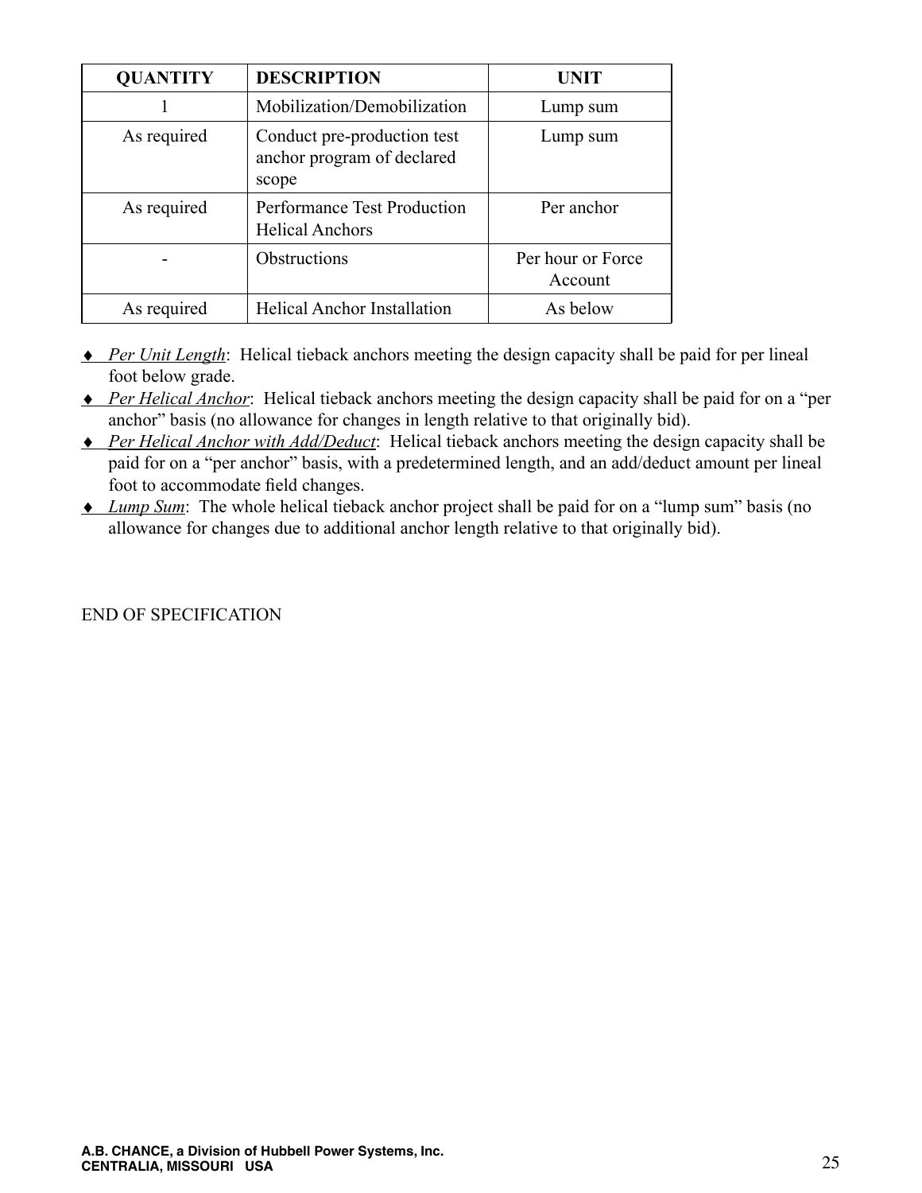| QUANTITY | DESCRIPTION | UNIT |
|---|---|---|
| 1 | Mobilization/Demobilization | Lump sum |
| As required | Conduct pre-production test anchor program of declared scope | Lump sum |
| As required | Performance Test Production Helical Anchors | Per anchor |
| - | Obstructions | Per hour or Force Account |
| As required | Helical Anchor Installation | As below |

- *Per Unit Length*: Helical tieback anchors meeting the design capacity shall be paid for per lineal foot below grade.
- *Per Helical Anchor*: Helical tieback anchors meeting the design capacity shall be paid for on a "per anchor" basis (no allowance for changes in length relative to that originally bid).
- *Per Helical Anchor with Add/Deduct*: Helical tieback anchors meeting the design capacity shall be paid for on a "per anchor" basis, with a predetermined length, and an add/deduct amount per lineal foot to accommodate field changes.
- *Lump Sum*: The whole helical tieback anchor project shall be paid for on a "lump sum" basis (no allowance for changes due to additional anchor length relative to that originally bid).

END OF SPECIFICATION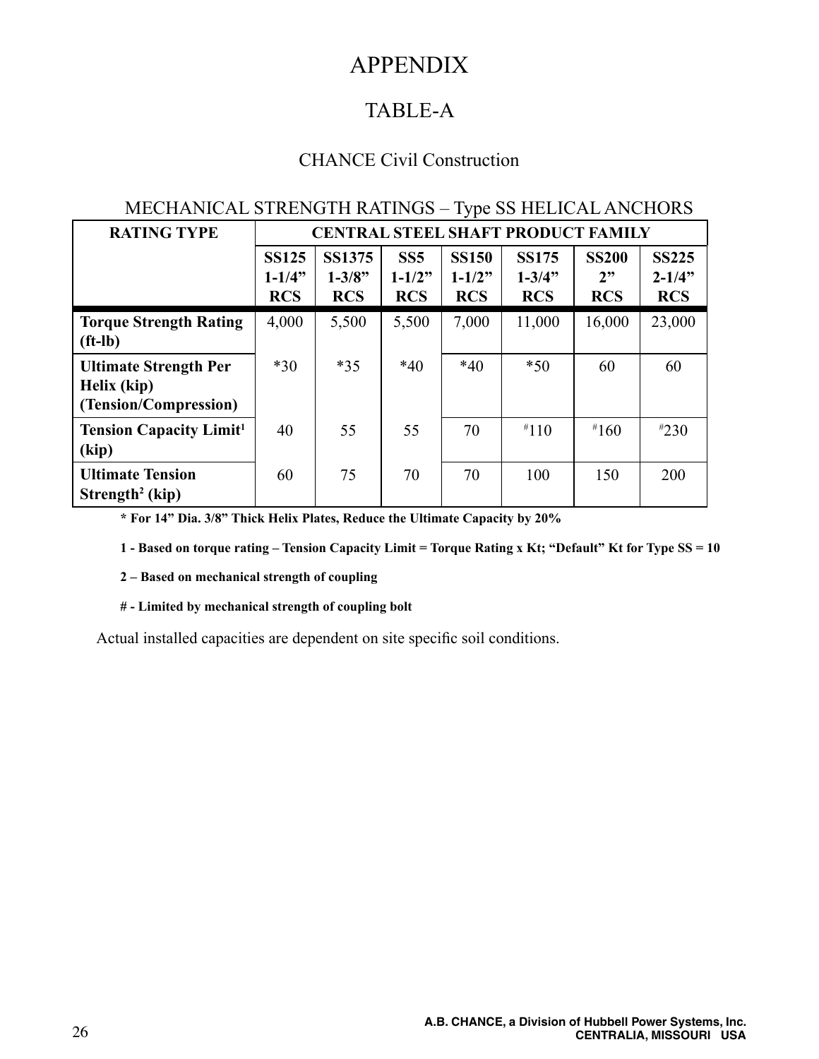# APPENDIX

## TABLE-A

### CHANCE Civil Construction

MECHANICAL STRENGTH RATINGS – Type SS HELICAL ANCHORS

| RATING TYPE | CENTRAL STEEL SHAFT PRODUCT FAMILY | | | | | | |
|---|---|---|---|---|---|---|---|
| | **SS125 1-1/4” RCS** | **SS1375 1-3/8” RCS** | **SS5 1-1/2” RCS** | **SS150 1-1/2” RCS** | **SS175 1-3/4” RCS** | **SS200 2” RCS** | **SS225 2-1/4” RCS** |
| **Torque Strength Rating (ft-lb)** | 4,000 | 5,500 | 5,500 | 7,000 | 11,000 | 16,000 | 23,000 |
| **Ultimate Strength Per Helix (kip) (Tension/Compression)** | *30 | *35 | *40 | *40 | *50 | 60 | 60 |
| **Tension Capacity Limit[1] (kip)** | 40 | 55 | 55 | 70 | #110 | #160 | #230 |
| **Ultimate Tension Strength[2] (kip)** | 60 | 75 | 70 | 70 | 100 | 150 | 200 |

**\* For 14” Dia. 3/8” Thick Helix Plates, Reduce the Ultimate Capacity by 20%**

**1 - Based on torque rating – Tension Capacity Limit = Torque Rating x Kt; “Default” Kt for Type SS = 10**

**2 – Based on mechanical strength of coupling**

**# - Limited by mechanical strength of coupling bolt**

Actual installed capacities are dependent on site specific soil conditions.

**A.B. CHANCE, a Division of Hubbell Power Systems, Inc.**
**CENTRALIA, MISSOURI USA**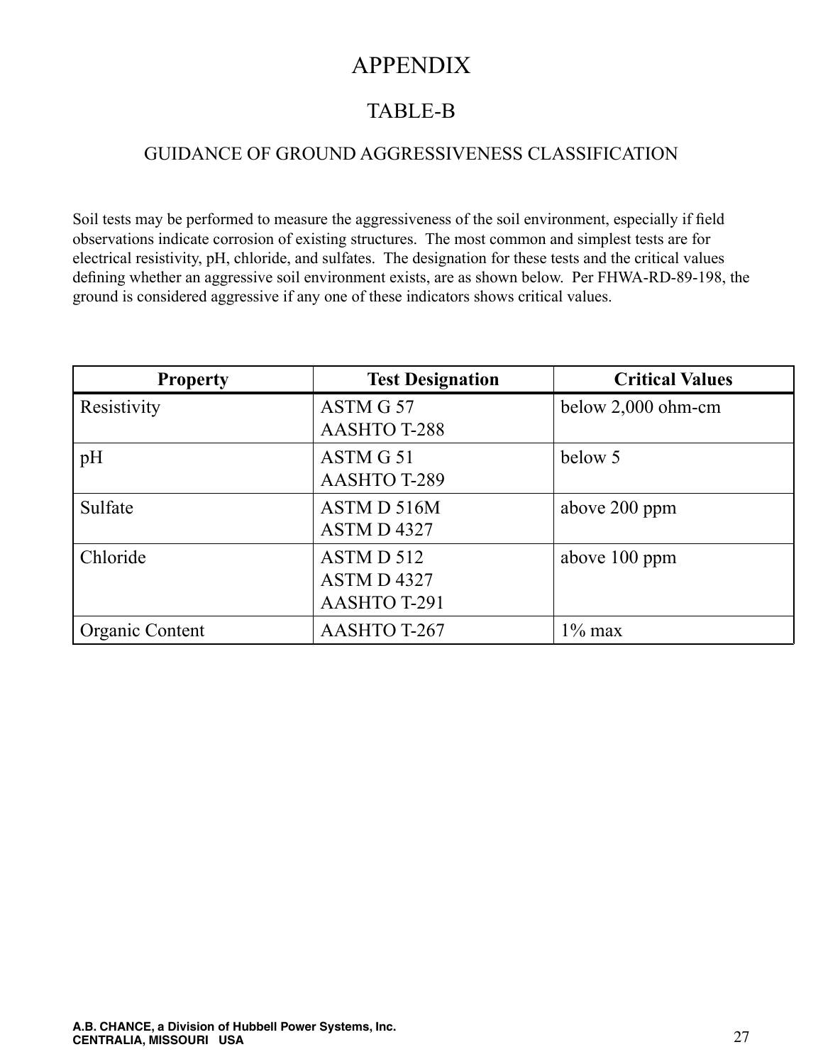# APPENDIX

## TABLE-B

### GUIDANCE OF GROUND AGGRESSIVENESS CLASSIFICATION

Soil tests may be performed to measure the aggressiveness of the soil environment, especially if field observations indicate corrosion of existing structures. The most common and simplest tests are for electrical resistivity, pH, chloride, and sulfates. The designation for these tests and the critical values defining whether an aggressive soil environment exists, are as shown below. Per FHWA-RD-89-198, the ground is considered aggressive if any one of these indicators shows critical values.

| Property | Test Designation | Critical Values |
|---|---|---|
| Resistivity | ASTM G 57<br>AASHTO T-288 | below 2,000 ohm-cm |
| pH | ASTM G 51<br>AASHTO T-289 | below 5 |
| Sulfate | ASTM D 516M<br>ASTM D 4327 | above 200 ppm |
| Chloride | ASTM D 512<br>ASTM D 4327<br>AASHTO T-291 | above 100 ppm |
| Organic Content | AASHTO T-267 | 1% max |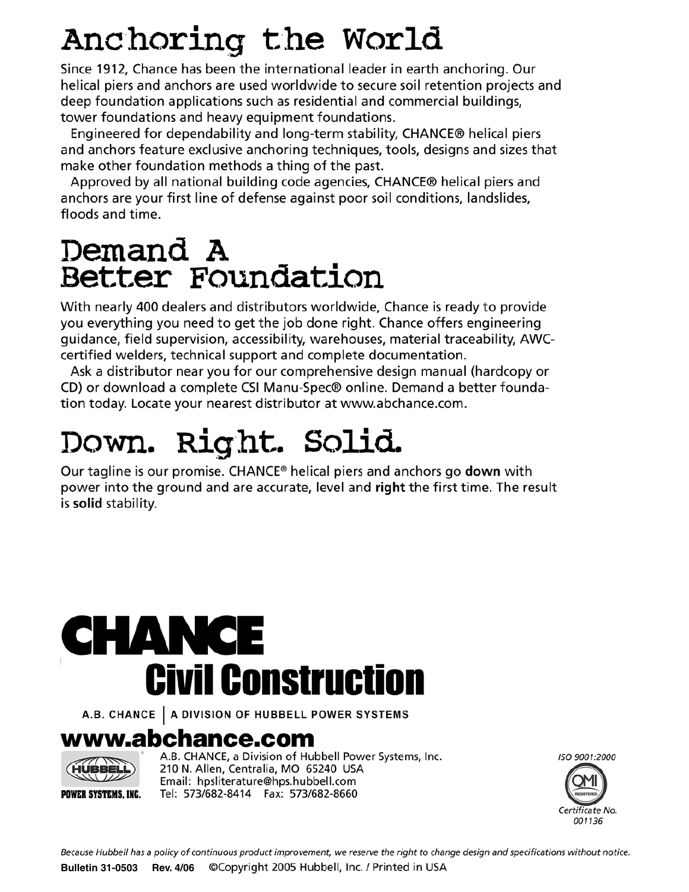# Anchoring the World

Since 1912, Chance has been the international leader in earth anchoring. Our helical piers and anchors are used worldwide to secure soil retention projects and deep foundation applications such as residential and commercial buildings, tower foundations and heavy equipment foundations.

Engineered for dependability and long-term stability, CHANCE® helical piers and anchors feature exclusive anchoring techniques, tools, designs and sizes that make other foundation methods a thing of the past.

Approved by all national building code agencies, CHANCE® helical piers and anchors are your first line of defense against poor soil conditions, landslides, floods and time.

# Demand A Better Foundation

With nearly 400 dealers and distributors worldwide, Chance is ready to provide you everything you need to get the job done right. Chance offers engineering guidance, field supervision, accessibility, warehouses, material traceability, AWC-certified welders, technical support and complete documentation.

Ask a distributor near you for our comprehensive design manual (hardcopy or CD) or download a complete CSI Manu-Spec® online. Demand a better foundation today. Locate your nearest distributor at www.abchance.com.

# Down. Right. Solid.

Our tagline is our promise. CHANCE® helical piers and anchors go **down** with power into the ground and are accurate, level and **right** the first time. The result is **solid** stability.

**CHANCE**
**Civil Construction**

A.B. CHANCE | A DIVISION OF HUBBELL POWER SYSTEMS

**www.abchance.com**

HUBBELL POWER SYSTEMS, INC.

A.B. CHANCE, a Division of Hubbell Power Systems, Inc.
210 N. Allen, Centralia, MO 65240 USA
Email: hpsliterature@hps.hubbell.com
Tel: 573/682-8414 Fax: 573/682-8660

*ISO 9001:2000*
QMI REGISTERED
*Certificate No. 001136*

*Because Hubbell has a policy of continuous product improvement, we reserve the right to change design and specifications without notice.*

**Bulletin 31-0503 Rev. 4/06** ©Copyright 2005 Hubbell, Inc. / Printed in USA